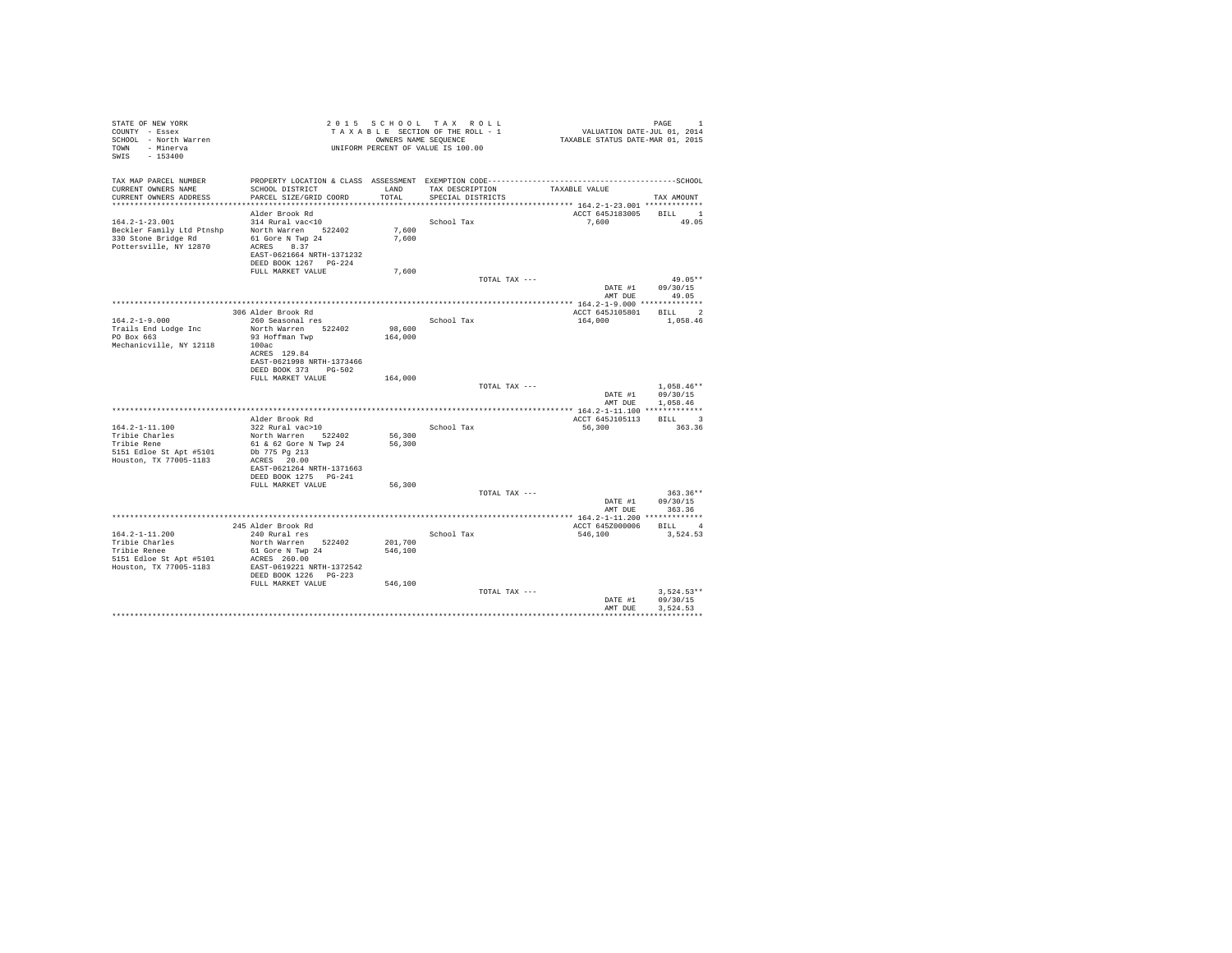STATE OF NEW YORK
COUNTY - Essex
SCHOOL - North Warren
TOWN - Minerva
SWIS - 153400

2015 SCHOOL TAX ROLL
TAXABLE SECTION OF THE ROLL - 1
OWNERS NAME SEQUENCE
UNIFORM PERCENT OF VALUE IS 100.00

PAGE 1
VALUATION DATE-JUL 01, 2014
TAXABLE STATUS DATE-MAR 01, 2015

| TAX MAP PARCEL NUMBER / CURRENT OWNERS NAME / CURRENT OWNERS ADDRESS | PROPERTY LOCATION & CLASS / SCHOOL DISTRICT / PARCEL SIZE/GRID COORD | ASSESSMENT LAND / TOTAL | EXEMPTION CODE / TAX DESCRIPTION / SPECIAL DISTRICTS | TAXABLE VALUE | SCHOOL TAX AMOUNT |
|---|---|---|---|---|---|
| 164.2-1-23.001 | Alder Brook Rd | | | ACCT 645J183005 | BILL 1 |
| 164.2-1-23.001 | 314 Rural vac<10 | | School Tax | 7,600 | 49.05 |
| Beckler Family Ltd Ptnshp | North Warren 522402 | 7,600 | | | |
| 330 Stone Bridge Rd | 61 Gore N Twp 24 | 7,600 | | | |
| Pottersville, NY 12870 | ACRES 8.37 | | | | |
| | EAST-0621664 NRTH-1371232 | | | | |
| | DEED BOOK 1267 PG-224 | | | | |
| | FULL MARKET VALUE | 7,600 | | | |
| | | | TOTAL TAX --- | | 49.05** |
| | | | | DATE #1 | 09/30/15 |
| | | | | AMT DUE | 49.05 |
| 164.2-1-9.000 | 306 Alder Brook Rd | | | ACCT 645J105801 | BILL 2 |
| 164.2-1-9.000 | 260 Seasonal res | | School Tax | 164,000 | 1,058.46 |
| Trails End Lodge Inc | North Warren 522402 | 98,600 | | | |
| PO Box 663 | 93 Hoffman Twp | 164,000 | | | |
| Mechanicville, NY 12118 | 100ac | | | | |
| | ACRES 129.84 | | | | |
| | EAST-0621998 NRTH-1373466 | | | | |
| | DEED BOOK 373 PG-502 | | | | |
| | FULL MARKET VALUE | 164,000 | | | |
| | | | TOTAL TAX --- | | 1,058.46** |
| | | | | DATE #1 | 09/30/15 |
| | | | | AMT DUE | 1,058.46 |
| 164.2-1-11.100 | Alder Brook Rd | | | ACCT 645J105113 | BILL 3 |
| 164.2-1-11.100 | 322 Rural vac>10 | | School Tax | 56,300 | 363.36 |
| Tribie Charles | North Warren 522402 | 56,300 | | | |
| Tribie Rene | 61 & 62 Gore N Twp 24 | 56,300 | | | |
| 5151 Edloe St Apt #5101 | Db 775 Pg 213 | | | | |
| Houston, TX 77005-1183 | ACRES 20.00 | | | | |
| | EAST-0621264 NRTH-1371663 | | | | |
| | DEED BOOK 1275 PG-241 | | | | |
| | FULL MARKET VALUE | 56,300 | | | |
| | | | TOTAL TAX --- | | 363.36** |
| | | | | DATE #1 | 09/30/15 |
| | | | | AMT DUE | 363.36 |
| 164.2-1-11.200 | 245 Alder Brook Rd | | | ACCT 645Z000006 | BILL 4 |
| 164.2-1-11.200 | 240 Rural res | | School Tax | 546,100 | 3,524.53 |
| Tribie Charles | North Warren 522402 | 201,700 | | | |
| Tribie Renee | 61 Gore N Twp 24 | 546,100 | | | |
| 5151 Edloe St Apt #5101 | ACRES 260.00 | | | | |
| Houston, TX 77005-1183 | EAST-0619221 NRTH-1372542 | | | | |
| | DEED BOOK 1226 PG-223 | | | | |
| | FULL MARKET VALUE | 546,100 | | | |
| | | | TOTAL TAX --- | | 3,524.53** |
| | | | | DATE #1 | 09/30/15 |
| | | | | AMT DUE | 3,524.53 |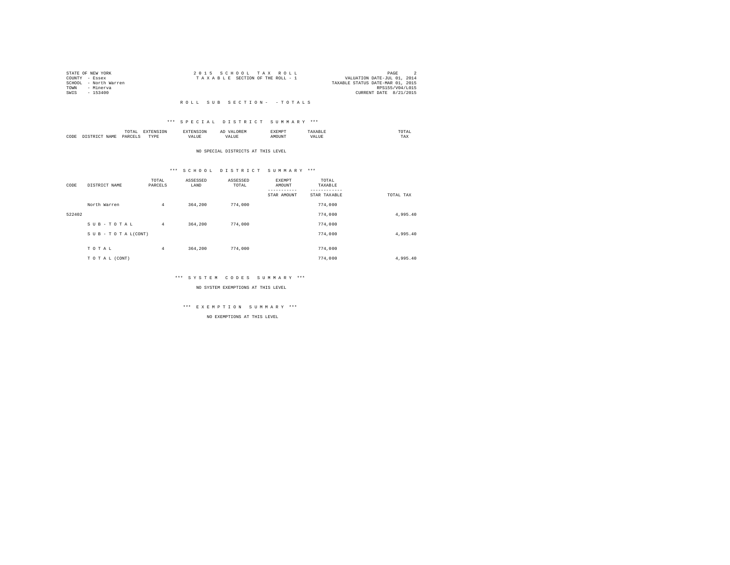STATE OF NEW YORK
COUNTY - Essex
SCHOOL - North Warren
TOWN - Minerva
SWIS - 153400

2 0 1 5 S C H O O L T A X R O L L
T A X A B L E SECTION OF THE ROLL - 1

VALUATION DATE-JUL 01, 2014
TAXABLE STATUS DATE-MAR 01, 2015
RPS155/V04/L015
CURRENT DATE 8/21/2015

R O L L S U B S E C T I O N - - T O T A L S

*** S P E C I A L D I S T R I C T S U M M A R Y ***

| CODE | DISTRICT NAME | TOTAL PARCELS | EXTENSION TYPE | EXTENSION VALUE | AD VALOREM VALUE | EXEMPT AMOUNT | TAXABLE VALUE | TOTAL TAX |
|---|---|---|---|---|---|---|---|---|

NO SPECIAL DISTRICTS AT THIS LEVEL

*** S C H O O L D I S T R I C T S U M M A R Y ***

| CODE | DISTRICT NAME | TOTAL PARCELS | ASSESSED LAND | ASSESSED TOTAL | EXEMPT AMOUNT / STAR AMOUNT | TOTAL TAXABLE / STAR TAXABLE | TOTAL TAX |
|---|---|---|---|---|---|---|---|
| | North Warren | 4 | 364,200 | 774,000 | | 774,000 | |
| 522402 | | | | | | 774,000 | 4,995.40 |
| | S U B - T O T A L | 4 | 364,200 | 774,000 | | 774,000 | |
| | S U B - T O T A L(CONT) | | | | | 774,000 | 4,995.40 |
| | T O T A L | 4 | 364,200 | 774,000 | | 774,000 | |
| | T O T A L (CONT) | | | | | 774,000 | 4,995.40 |

*** S Y S T E M C O D E S S U M M A R Y ***

NO SYSTEM EXEMPTIONS AT THIS LEVEL

*** E X E M P T I O N S U M M A R Y ***

NO EXEMPTIONS AT THIS LEVEL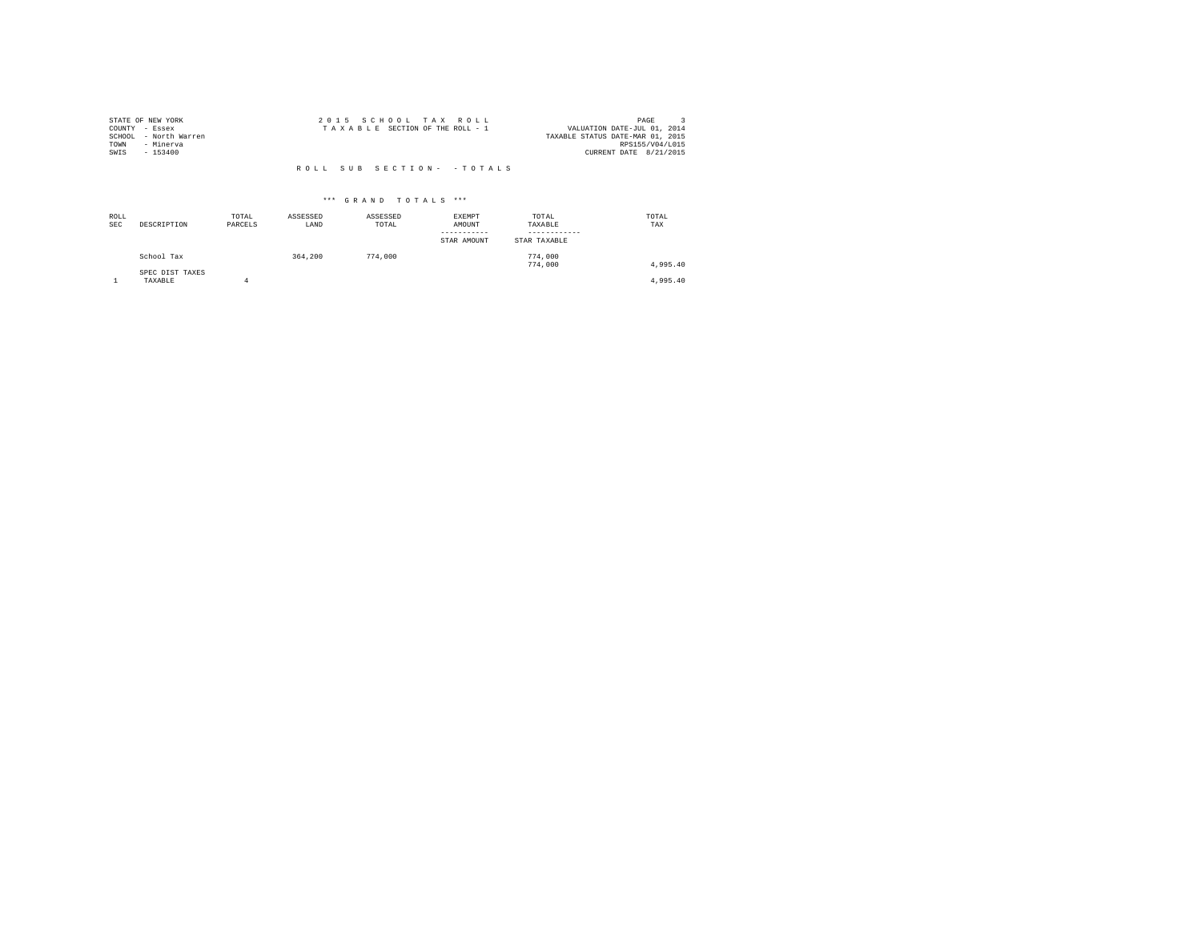STATE OF NEW YORK
COUNTY - Essex
SCHOOL - North Warren
TOWN - Minerva
SWIS - 153400

2 0 1 5 S C H O O L T A X R O L L
T A X A B L E SECTION OF THE ROLL - 1

VALUATION DATE-JUL 01, 2014
TAXABLE STATUS DATE-MAR 01, 2015
RPS155/V04/L015
CURRENT DATE 8/21/2015

R O L L S U B S E C T I O N - - T O T A L S

\*\*\* G R A N D T O T A L S \*\*\*

| ROLL SEC | DESCRIPTION | TOTAL PARCELS | ASSESSED LAND | ASSESSED TOTAL | EXEMPT AMOUNT / STAR AMOUNT | TOTAL TAXABLE / STAR TAXABLE | TOTAL TAX |
|---|---|---|---|---|---|---|---|
| | School Tax | | 364,200 | 774,000 | | 774,000 | |
| | | | | | | 774,000 | 4,995.40 |
| | SPEC DIST TAXES | | | | | | |
| 1 | TAXABLE | 4 | | | | | 4,995.40 |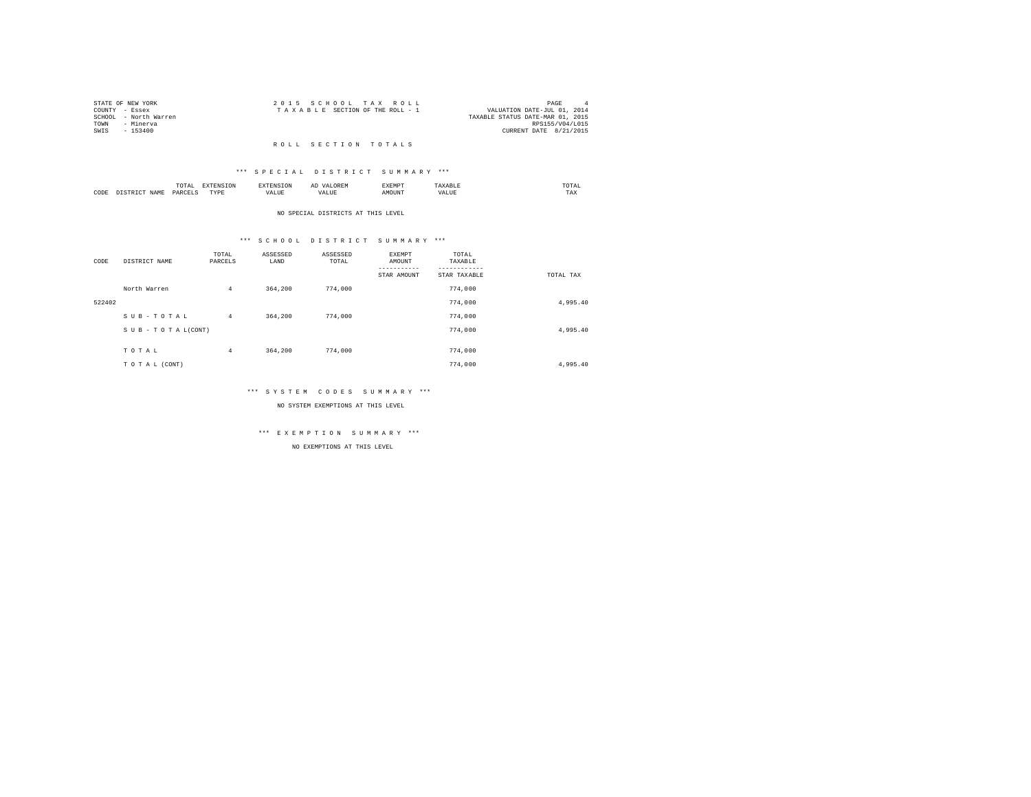STATE OF NEW YORK
COUNTY - Essex
SCHOOL - North Warren
TOWN - Minerva
SWIS - 153400

2 0 1 5 S C H O O L T A X R O L L
T A X A B L E SECTION OF THE ROLL - 1

VALUATION DATE-JUL 01, 2014
TAXABLE STATUS DATE-MAR 01, 2015
RPS155/V04/L015
CURRENT DATE 8/21/2015

## R O L L S E C T I O N T O T A L S

### *** S P E C I A L D I S T R I C T S U M M A R Y ***

| CODE | DISTRICT NAME | TOTAL PARCELS | EXTENSION TYPE | EXTENSION VALUE | AD VALOREM VALUE | EXEMPT AMOUNT | TAXABLE VALUE | TOTAL TAX |
|---|---|---|---|---|---|---|---|---|

NO SPECIAL DISTRICTS AT THIS LEVEL

### *** S C H O O L D I S T R I C T S U M M A R Y ***

| CODE | DISTRICT NAME | TOTAL PARCELS | ASSESSED LAND | ASSESSED TOTAL | EXEMPT AMOUNT / STAR AMOUNT | TOTAL TAXABLE / STAR TAXABLE | TOTAL TAX |
|---|---|---|---|---|---|---|---|
| | North Warren | 4 | 364,200 | 774,000 | | 774,000 | |
| 522402 | | | | | | 774,000 | 4,995.40 |
| | S U B - T O T A L | 4 | 364,200 | 774,000 | | 774,000 | |
| | S U B - T O T A L(CONT) | | | | | 774,000 | 4,995.40 |
| | T O T A L | 4 | 364,200 | 774,000 | | 774,000 | |
| | T O T A L (CONT) | | | | | 774,000 | 4,995.40 |

### *** S Y S T E M C O D E S S U M M A R Y ***

NO SYSTEM EXEMPTIONS AT THIS LEVEL

### *** E X E M P T I O N S U M M A R Y ***

NO EXEMPTIONS AT THIS LEVEL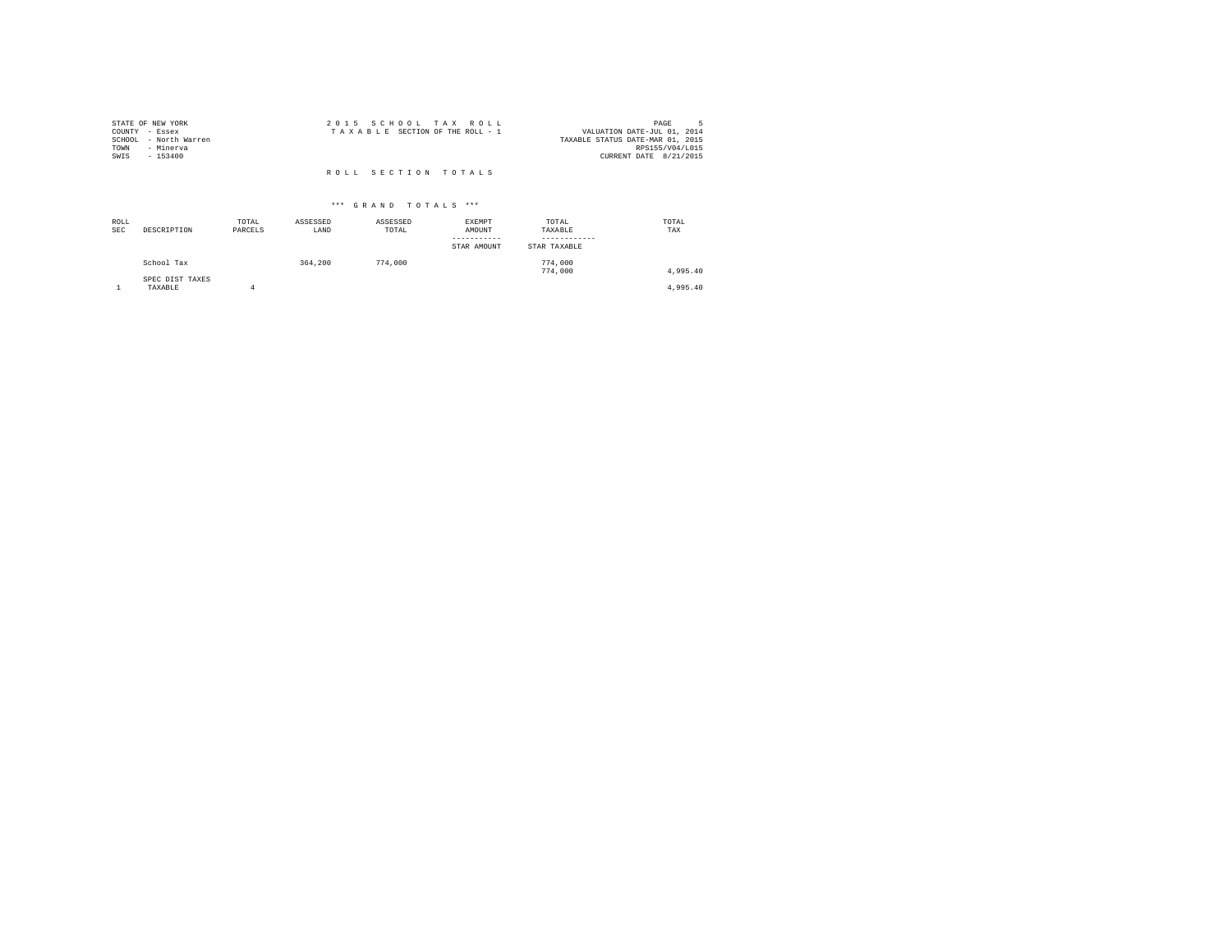STATE OF NEW YORK
COUNTY - Essex
SCHOOL - North Warren
TOWN - Minerva
SWIS - 153400

2 0 1 5 S C H O O L T A X R O L L
T A X A B L E SECTION OF THE ROLL - 1

VALUATION DATE-JUL 01, 2014
TAXABLE STATUS DATE-MAR 01, 2015
RPS155/V04/L015
CURRENT DATE 8/21/2015

## R O L L S E C T I O N T O T A L S

### *** G R A N D T O T A L S ***

| ROLL SEC | DESCRIPTION | TOTAL PARCELS | ASSESSED LAND | ASSESSED TOTAL | EXEMPT AMOUNT / STAR AMOUNT | TOTAL TAXABLE / STAR TAXABLE | TOTAL TAX |
|---|---|---|---|---|---|---|---|
| | School Tax | | 364,200 | 774,000 | | 774,000<br>774,000 | 4,995.40 |
| | SPEC DIST TAXES | | | | | | |
| 1 | TAXABLE | 4 | | | | | 4,995.40 |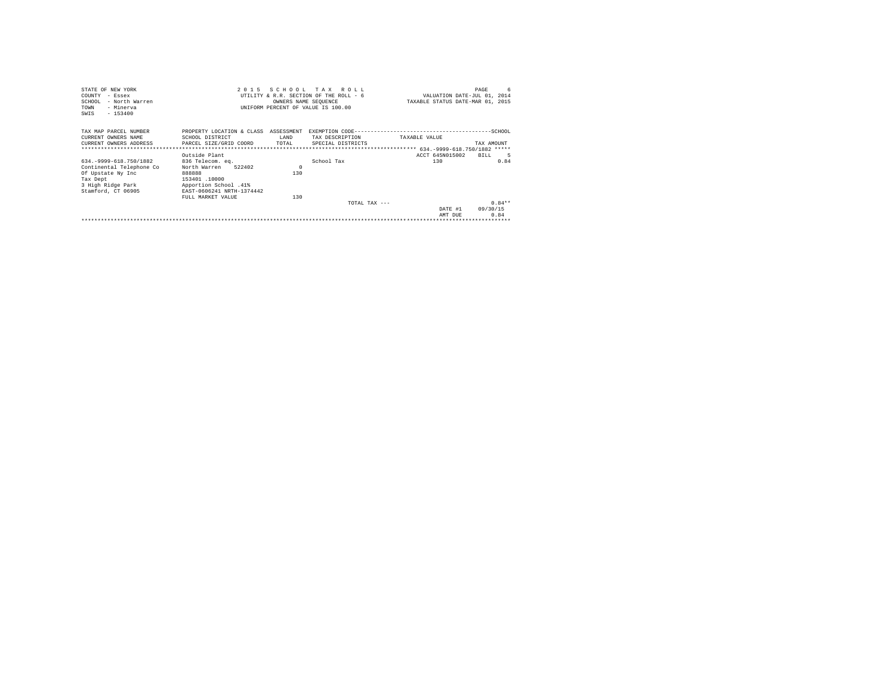STATE OF NEW YORK
COUNTY - Essex
SCHOOL - North Warren
TOWN - Minerva
SWIS - 153400

2 0 1 5 S C H O O L T A X R O L L
UTILITY & R.R. SECTION OF THE ROLL - 6
OWNERS NAME SEQUENCE
UNIFORM PERCENT OF VALUE IS 100.00

VALUATION DATE-JUL 01, 2014
TAXABLE STATUS DATE-MAR 01, 2015

| TAX MAP PARCEL NUMBER<br>CURRENT OWNERS NAME<br>CURRENT OWNERS ADDRESS | PROPERTY LOCATION & CLASS<br>SCHOOL DISTRICT<br>PARCEL SIZE/GRID COORD | ASSESSMENT<br>LAND<br>TOTAL | EXEMPTION CODE----SCHOOL<br>TAX DESCRIPTION<br>SPECIAL DISTRICTS | TAXABLE VALUE | TAX AMOUNT |
|---|---|---|---|---|---|
| | | | | ***** 634.-9999-618.750/1882 ***** | |
| | Outside Plant | | | ACCT 645N015002 | BILL 5 |
| 634.-9999-618.750/1882 | 836 Telecom. eq. | | School Tax | 130 | 0.84 |
| Continental Telephone Co | North Warren 522402 | 0 | | | |
| Of Upstate Ny Inc | 888888 | 130 | | | |
| Tax Dept | 153401 .10000 | | | | |
| 3 High Ridge Park | Apportion School .41% | | | | |
| Stamford, CT 06905 | EAST-0606241 NRTH-1374442 | | | | |
| | FULL MARKET VALUE | 130 | | | |
| | | | TOTAL TAX --- | | 0.84** |
| | | | | DATE #1 | 09/30/15 |
| | | | | AMT DUE | 0.84 |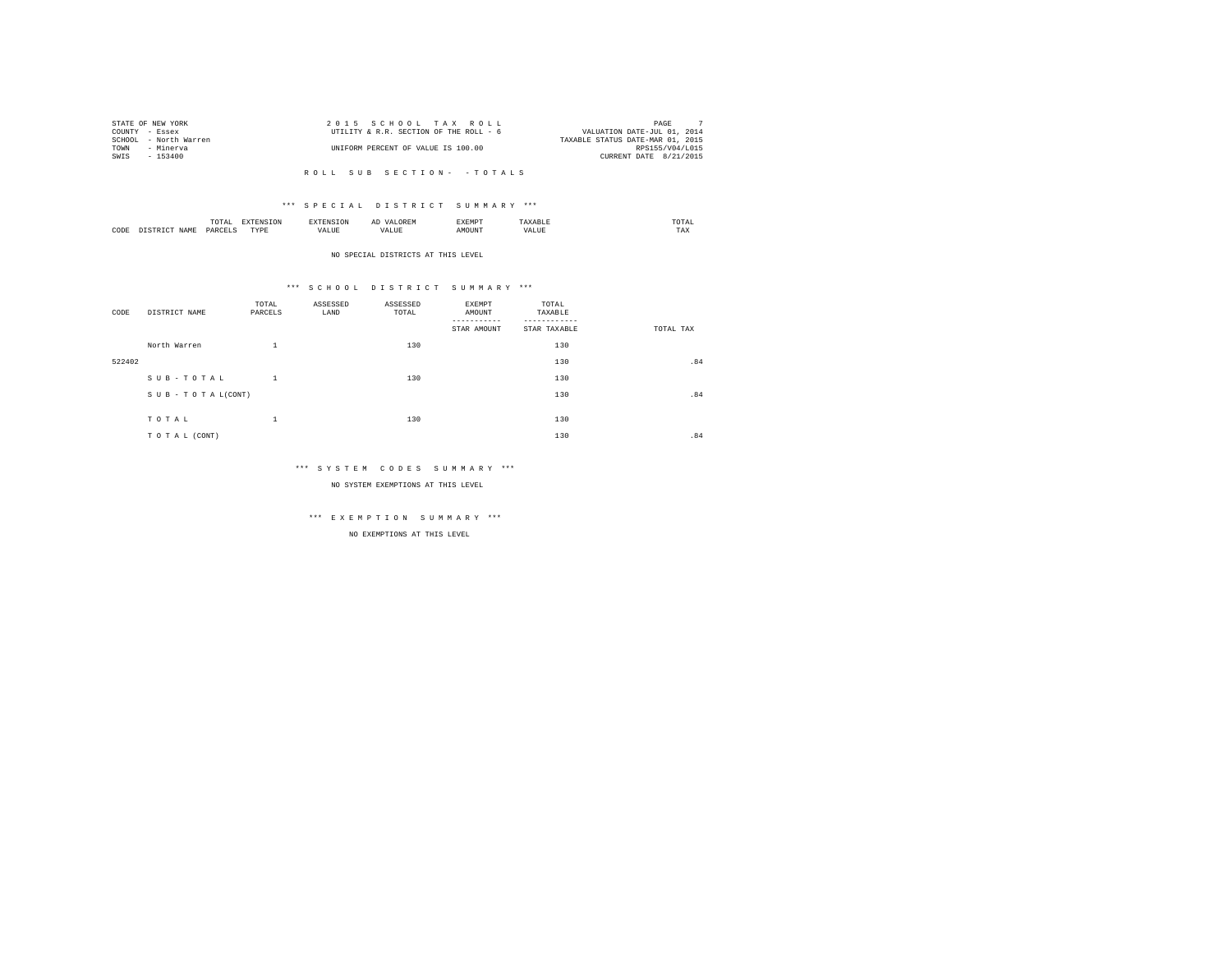STATE OF NEW YORK
COUNTY - Essex
SCHOOL - North Warren
TOWN - Minerva
SWIS - 153400

2015 SCHOOL TAX ROLL
UTILITY & R.R. SECTION OF THE ROLL - 6
UNIFORM PERCENT OF VALUE IS 100.00

VALUATION DATE-JUL 01, 2014
TAXABLE STATUS DATE-MAR 01, 2015
RPS155/V04/L015
CURRENT DATE 8/21/2015

R O L L   S U B   S E C T I O N -   - T O T A L S

*** S P E C I A L   D I S T R I C T   S U M M A R Y ***

| CODE | DISTRICT NAME | TOTAL PARCELS | EXTENSION TYPE | EXTENSION VALUE | AD VALOREM VALUE | EXEMPT AMOUNT | TAXABLE VALUE | TOTAL TAX |
|---|---|---|---|---|---|---|---|---|

NO SPECIAL DISTRICTS AT THIS LEVEL

*** S C H O O L   D I S T R I C T   S U M M A R Y ***

| CODE | DISTRICT NAME | TOTAL PARCELS | ASSESSED LAND | ASSESSED TOTAL | EXEMPT AMOUNT / STAR AMOUNT | TOTAL TAXABLE / STAR TAXABLE | TOTAL TAX |
|---|---|---|---|---|---|---|---|
| | North Warren | 1 | | 130 | | 130 | |
| 522402 | | | | | | 130 | .84 |
| | S U B - T O T A L | 1 | | 130 | | 130 | |
| | S U B - T O T A L(CONT) | | | | | 130 | .84 |
| | T O T A L | 1 | | 130 | | 130 | |
| | T O T A L (CONT) | | | | | 130 | .84 |

*** S Y S T E M   C O D E S   S U M M A R Y ***

NO SYSTEM EXEMPTIONS AT THIS LEVEL

*** E X E M P T I O N   S U M M A R Y ***

NO EXEMPTIONS AT THIS LEVEL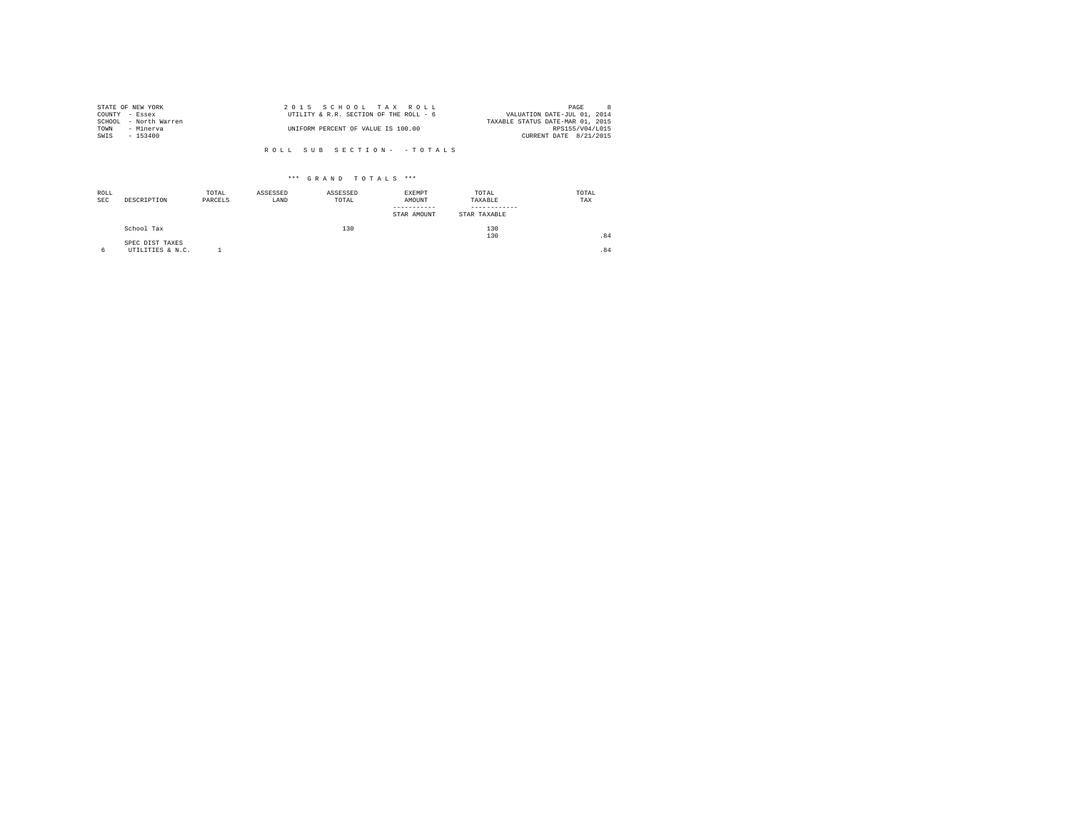STATE OF NEW YORK
COUNTY - Essex
SCHOOL - North Warren
TOWN - Minerva
SWIS - 153400

2 0 1 5 S C H O O L T A X R O L L
UTILITY & R.R. SECTION OF THE ROLL - 6
UNIFORM PERCENT OF VALUE IS 100.00

VALUATION DATE-JUL 01, 2014
TAXABLE STATUS DATE-MAR 01, 2015
RPS155/V04/L015
CURRENT DATE 8/21/2015

R O L L S U B S E C T I O N - - T O T A L S

*** G R A N D T O T A L S ***

| ROLL SEC | DESCRIPTION | TOTAL PARCELS | ASSESSED LAND | ASSESSED TOTAL | EXEMPT AMOUNT / STAR AMOUNT | TOTAL TAXABLE / STAR TAXABLE | TOTAL TAX |
|---|---|---|---|---|---|---|---|
| | School Tax | | | 130 | | 130 | |
| | | | | | | 130 | .84 |
| | SPEC DIST TAXES | | | | | | |
| 6 | UTILITIES & N.C. | 1 | | | | | .84 |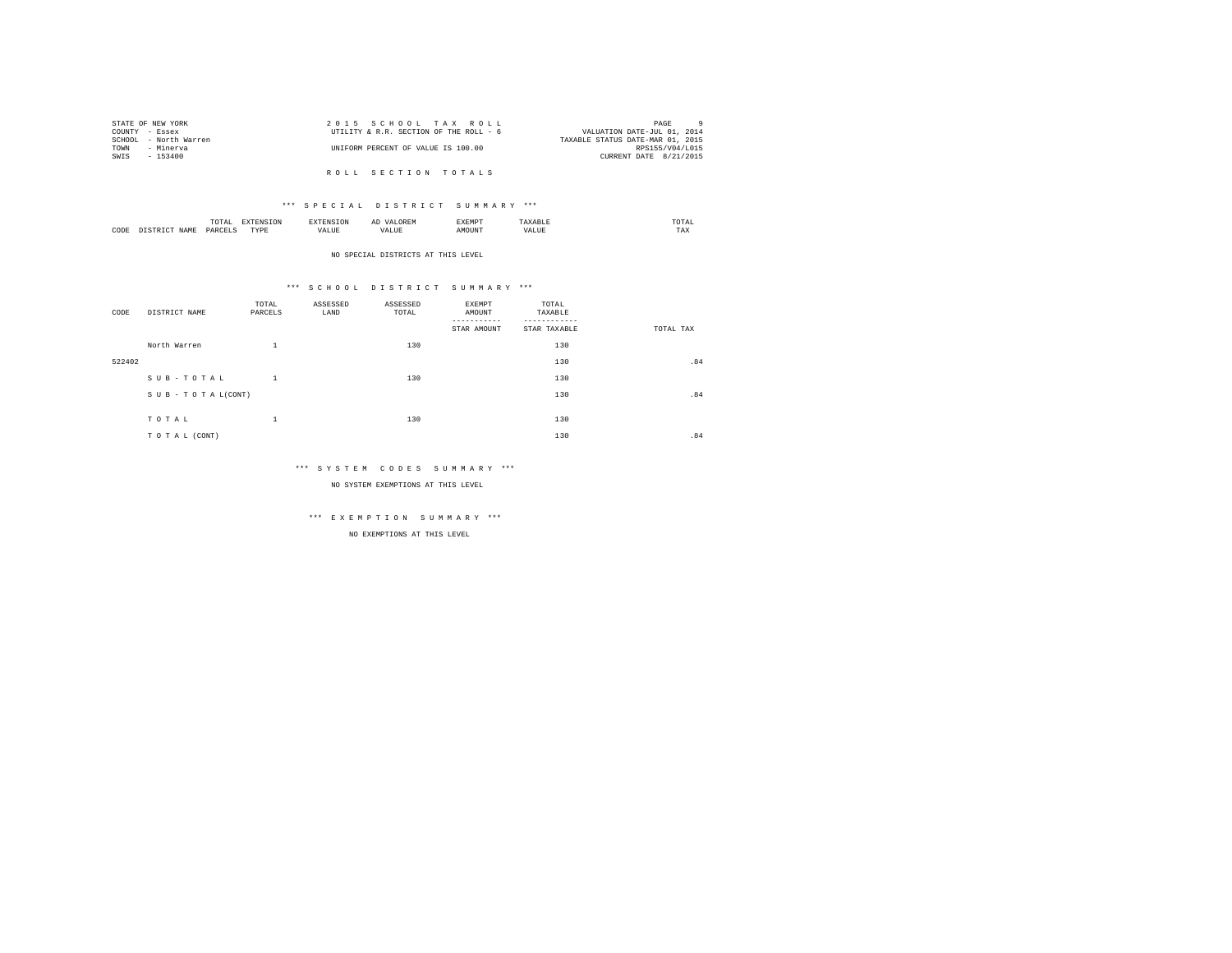STATE OF NEW YORK
COUNTY - Essex
SCHOOL - North Warren
TOWN - Minerva
SWIS - 153400

2 0 1 5 S C H O O L T A X R O L L
UTILITY & R.R. SECTION OF THE ROLL - 6
UNIFORM PERCENT OF VALUE IS 100.00

VALUATION DATE-JUL 01, 2014
TAXABLE STATUS DATE-MAR 01, 2015
RPS155/V04/L015
CURRENT DATE 8/21/2015

R O L L S E C T I O N T O T A L S

*** S P E C I A L D I S T R I C T S U M M A R Y ***

| CODE | DISTRICT NAME | TOTAL PARCELS | EXTENSION TYPE | EXTENSION VALUE | AD VALOREM VALUE | EXEMPT AMOUNT | TAXABLE VALUE | TOTAL TAX |
|---|---|---|---|---|---|---|---|---|

NO SPECIAL DISTRICTS AT THIS LEVEL

*** S C H O O L D I S T R I C T S U M M A R Y ***

| CODE | DISTRICT NAME | TOTAL PARCELS | ASSESSED LAND | ASSESSED TOTAL | EXEMPT AMOUNT / STAR AMOUNT | TOTAL TAXABLE / STAR TAXABLE | TOTAL TAX |
|---|---|---|---|---|---|---|---|
| | North Warren | 1 | | 130 | | 130 | |
| 522402 | | | | | | 130 | .84 |
| | S U B - T O T A L | 1 | | 130 | | 130 | |
| | S U B - T O T A L(CONT) | | | | | 130 | .84 |
| | T O T A L | 1 | | 130 | | 130 | |
| | T O T A L (CONT) | | | | | 130 | .84 |

*** S Y S T E M C O D E S S U M M A R Y ***

NO SYSTEM EXEMPTIONS AT THIS LEVEL

*** E X E M P T I O N S U M M A R Y ***

NO EXEMPTIONS AT THIS LEVEL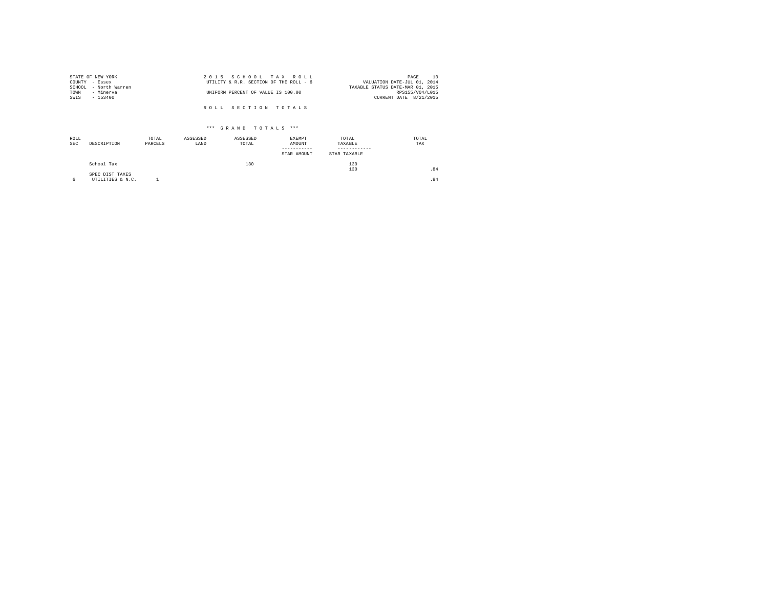STATE OF NEW YORK
COUNTY - Essex
SCHOOL - North Warren
TOWN - Minerva
SWIS - 153400

2 0 1 5 S C H O O L T A X R O L L
UTILITY & R.R. SECTION OF THE ROLL - 6
UNIFORM PERCENT OF VALUE IS 100.00

PAGE 10
VALUATION DATE-JUL 01, 2014
TAXABLE STATUS DATE-MAR 01, 2015
RPS155/V04/L015
CURRENT DATE 8/21/2015

R O L L S E C T I O N T O T A L S

*** G R A N D T O T A L S ***

| ROLL SEC | DESCRIPTION | TOTAL PARCELS | ASSESSED LAND | ASSESSED TOTAL | EXEMPT AMOUNT / STAR AMOUNT | TOTAL TAXABLE / STAR TAXABLE | TOTAL TAX |
|---|---|---|---|---|---|---|---|
| | School Tax | | | 130 | | 130<br>130 | .84 |
| | SPEC DIST TAXES | | | | | | |
| 6 | UTILITIES & N.C. | 1 | | | | | .84 |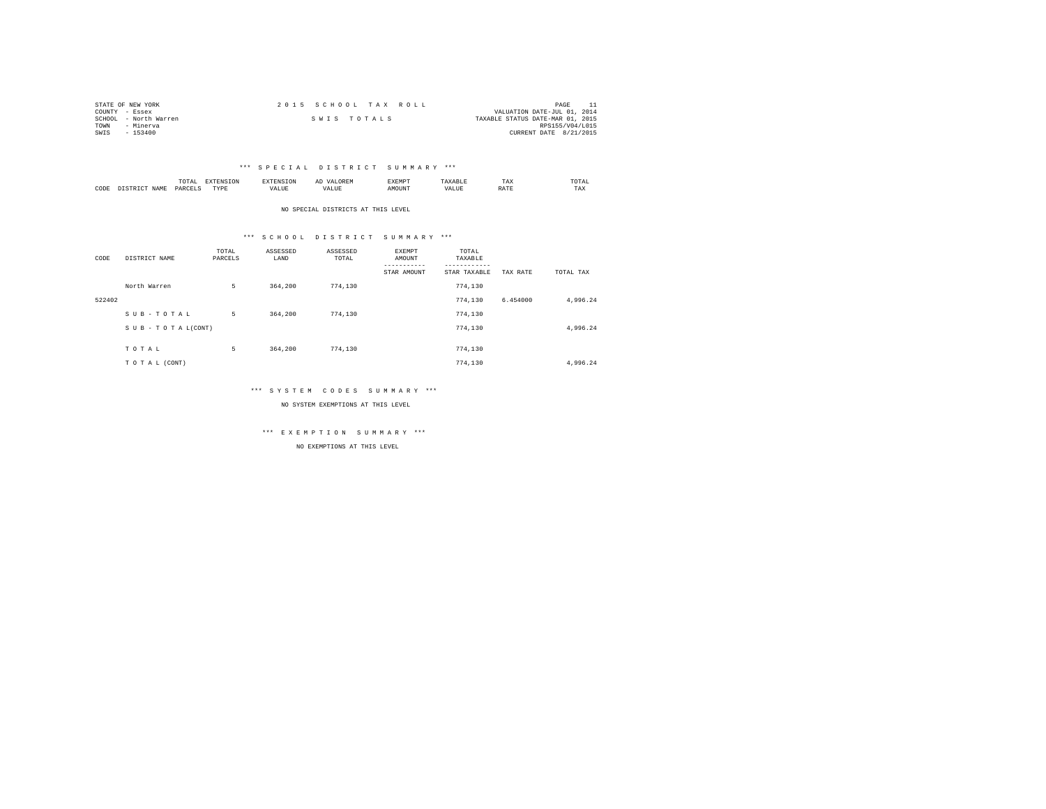STATE OF NEW YORK
COUNTY - Essex
SCHOOL - North Warren
TOWN - Minerva
SWIS - 153400

2 0 1 5 S C H O O L T A X R O L L

S W I S T O T A L S

VALUATION DATE-JUL 01, 2014
TAXABLE STATUS DATE-MAR 01, 2015
RPS155/V04/L015
CURRENT DATE 8/21/2015

\*\*\* S P E C I A L D I S T R I C T S U M M A R Y \*\*\*

| CODE | DISTRICT NAME | TOTAL PARCELS | EXTENSION TYPE | EXTENSION VALUE | AD VALOREM VALUE | EXEMPT AMOUNT | TAXABLE VALUE | TAX RATE | TOTAL TAX |
|---|---|---|---|---|---|---|---|---|---|

NO SPECIAL DISTRICTS AT THIS LEVEL

\*\*\* S C H O O L D I S T R I C T S U M M A R Y \*\*\*

| CODE | DISTRICT NAME | TOTAL PARCELS | ASSESSED LAND | ASSESSED TOTAL | EXEMPT AMOUNT<br>-----------<br>STAR AMOUNT | TOTAL TAXABLE<br>------------<br>STAR TAXABLE | TAX RATE | TOTAL TAX |
|---|---|---|---|---|---|---|---|---|
| | North Warren | 5 | 364,200 | 774,130 | | 774,130 | | |
| 522402 | | | | | | 774,130 | 6.454000 | 4,996.24 |
| | S U B - T O T A L | 5 | 364,200 | 774,130 | | 774,130 | | |
| | S U B - T O T A L(CONT) | | | | | 774,130 | | 4,996.24 |
| | T O T A L | 5 | 364,200 | 774,130 | | 774,130 | | |
| | T O T A L (CONT) | | | | | 774,130 | | 4,996.24 |

\*\*\* S Y S T E M C O D E S S U M M A R Y \*\*\*

NO SYSTEM EXEMPTIONS AT THIS LEVEL

\*\*\* E X E M P T I O N S U M M A R Y \*\*\*

NO EXEMPTIONS AT THIS LEVEL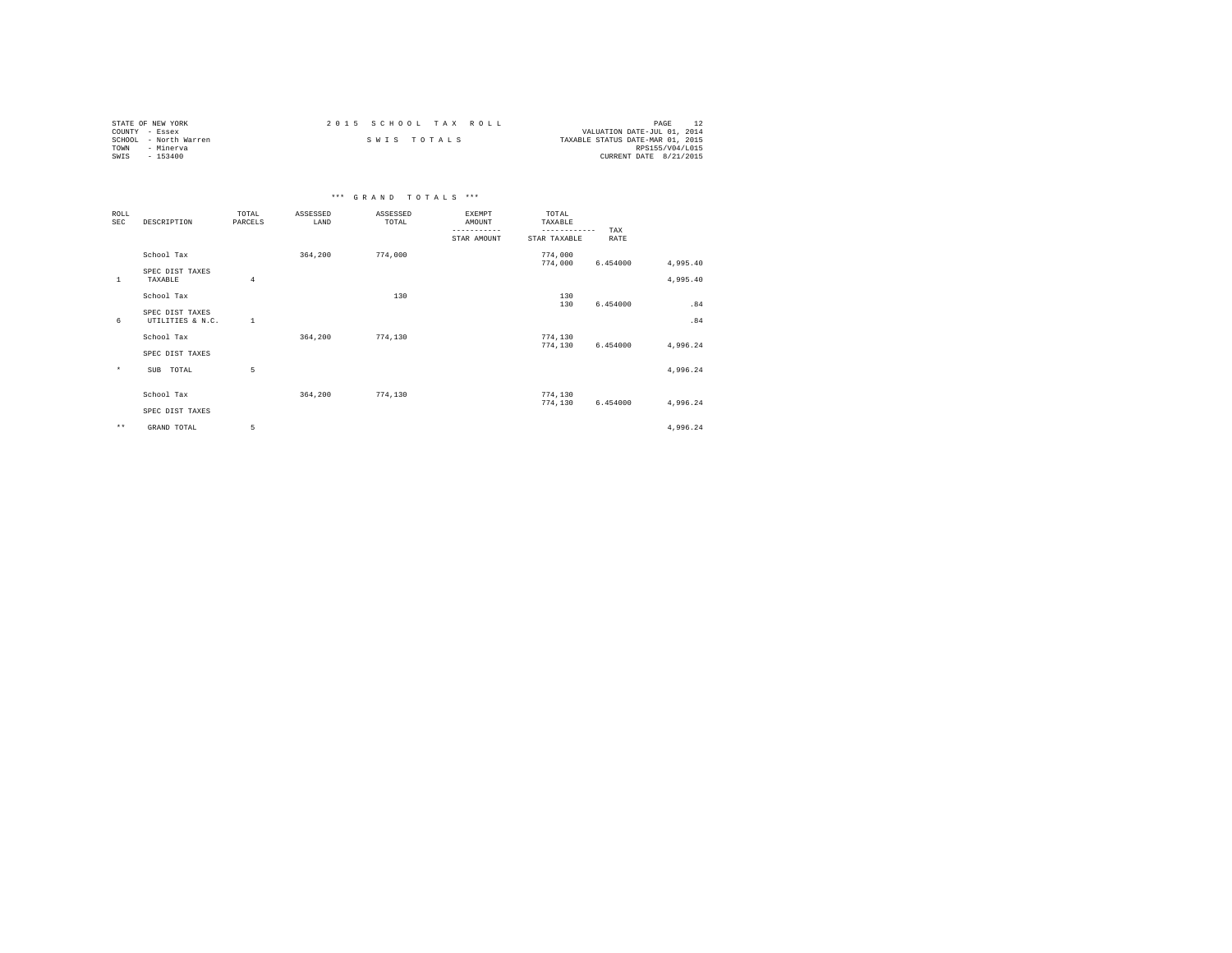STATE OF NEW YORK
COUNTY - Essex
SCHOOL - North Warren
TOWN - Minerva
SWIS - 153400

2 0 1 5 S C H O O L T A X R O L L

S W I S T O T A L S

PAGE 12
VALUATION DATE-JUL 01, 2014
TAXABLE STATUS DATE-MAR 01, 2015
RPS155/V04/L015
CURRENT DATE 8/21/2015

*** G R A N D T O T A L S ***

| ROLL SEC | DESCRIPTION | TOTAL PARCELS | ASSESSED LAND | ASSESSED TOTAL | EXEMPT AMOUNT / STAR AMOUNT | TOTAL TAXABLE / STAR TAXABLE | TAX RATE | |
|---|---|---|---|---|---|---|---|---|
| | School Tax | | 364,200 | 774,000 | | 774,000 | | |
| | | | | | | 774,000 | 6.454000 | 4,995.40 |
| | SPEC DIST TAXES | | | | | | | |
| 1 | TAXABLE | 4 | | | | | | 4,995.40 |
| | School Tax | | | 130 | | 130 | | |
| | | | | | | 130 | 6.454000 | .84 |
| | SPEC DIST TAXES | | | | | | | |
| 6 | UTILITIES & N.C. | 1 | | | | | | .84 |
| | School Tax | | 364,200 | 774,130 | | 774,130 | | |
| | | | | | | 774,130 | 6.454000 | 4,996.24 |
| | SPEC DIST TAXES | | | | | | | |
| * | SUB TOTAL | 5 | | | | | | 4,996.24 |
| | School Tax | | 364,200 | 774,130 | | 774,130 | | |
| | | | | | | 774,130 | 6.454000 | 4,996.24 |
| | SPEC DIST TAXES | | | | | | | |
| ** | GRAND TOTAL | 5 | | | | | | 4,996.24 |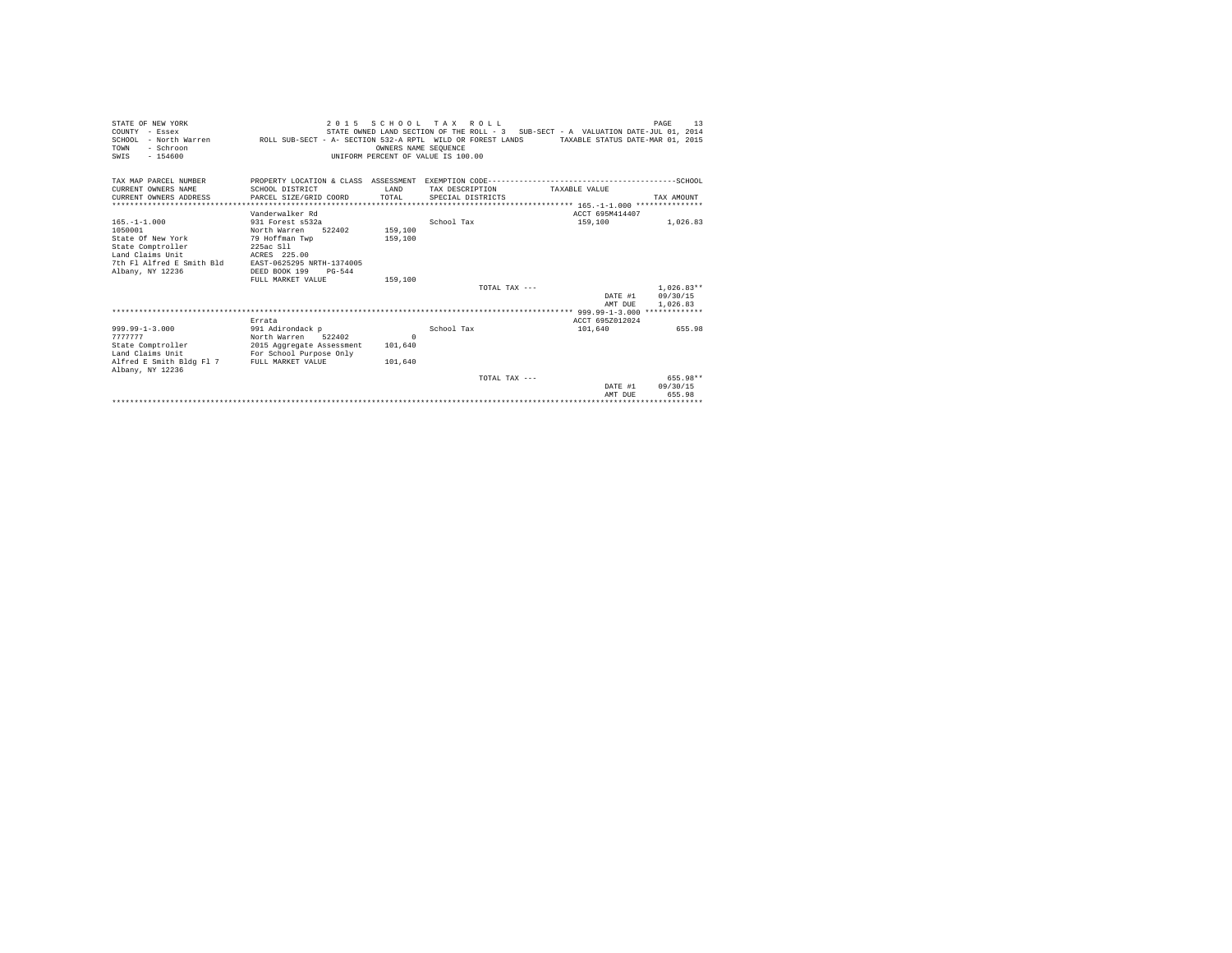```
STATE OF NEW YORK                    2 0 1 5   S C H O O L   T A X   R O L L                                    PAGE    13
COUNTY  - Essex                      STATE OWNED LAND SECTION OF THE ROLL - 3   SUB-SECT - A  VALUATION DATE-JUL 01, 2014
SCHOOL  - North Warren          ROLL SUB-SECT - A- SECTION 532-A RPTL  WILD OR FOREST LANDS        TAXABLE STATUS DATE-MAR 01, 2015
TOWN    - Schroon                                     OWNERS NAME SEQUENCE
SWIS    - 154600                              UNIFORM PERCENT OF VALUE IS 100.00


TAX MAP PARCEL NUMBER          PROPERTY LOCATION & CLASS  ASSESSMENT  EXEMPTION CODE-----------------------------------------SCHOOL
CURRENT OWNERS NAME            SCHOOL DISTRICT              LAND      TAX DESCRIPTION            TAXABLE VALUE
CURRENT OWNERS ADDRESS         PARCEL SIZE/GRID COORD       TOTAL     SPECIAL DISTRICTS                                      TAX AMOUNT
*************************************************************************************************** 165.-1-1.000 ***************
                               Vanderwalker Rd                                                  ACCT 695M414407
165.-1-1.000                   931 Forest s532a                       School Tax                     159,100          1,026.83
1050001                        North Warren    522402       159,100
State Of New York              79 Hoffman Twp               159,100
State Comptroller              225ac Sll
Land Claims Unit               ACRES  225.00
7th Fl Alfred E Smith Bld      EAST-0625295 NRTH-1374005
Albany, NY 12236               DEED BOOK 199    PG-544
                               FULL MARKET VALUE            159,100
                                                                            TOTAL TAX ---                            1,026.83**
                                                                                                       DATE #1      09/30/15
                                                                                                       AMT DUE      1,026.83
*************************************************************************************************** 999.99-1-3.000 *************
                               Errata                                                           ACCT 695Z012024
999.99-1-3.000                 991 Adirondack p                       School Tax                     101,640            655.98
7777777                        North Warren    522402             0
State Comptroller              2015 Aggregate Assessment    101,640
Land Claims Unit               For School Purpose Only
Alfred E Smith Bldg Fl 7       FULL MARKET VALUE            101,640
Albany, NY 12236
                                                                            TOTAL TAX ---                              655.98**
                                                                                                       DATE #1      09/30/15
                                                                                                       AMT DUE        655.98
********************************************************************************************************************************
```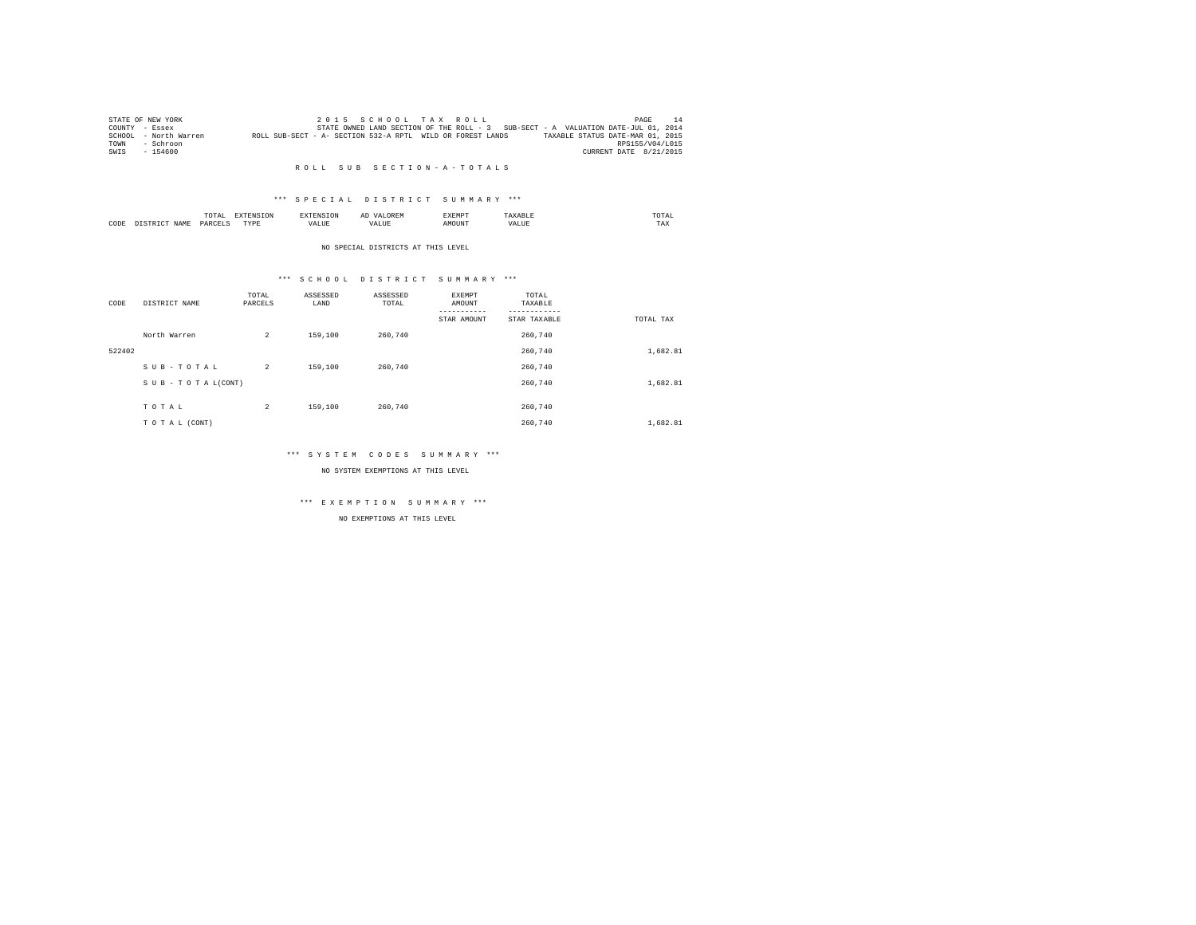STATE OF NEW YORK
COUNTY - Essex
SCHOOL - North Warren
TOWN - Schroon
SWIS - 154600

2 0 1 5 S C H O O L T A X R O L L
STATE OWNED LAND SECTION OF THE ROLL - 3 SUB-SECT - A VALUATION DATE-JUL 01, 2014
ROLL SUB-SECT - A- SECTION 532-A RPTL WILD OR FOREST LANDS TAXABLE STATUS DATE-MAR 01, 2015
RPS155/V04/L015
CURRENT DATE 8/21/2015

R O L L S U B S E C T I O N - A - T O T A L S

*** S P E C I A L D I S T R I C T S U M M A R Y ***

| CODE | DISTRICT NAME | TOTAL PARCELS | EXTENSION TYPE | EXTENSION VALUE | AD VALOREM VALUE | EXEMPT AMOUNT | TAXABLE VALUE | TOTAL TAX |
|---|---|---|---|---|---|---|---|---|

NO SPECIAL DISTRICTS AT THIS LEVEL

*** S C H O O L D I S T R I C T S U M M A R Y ***

| CODE | DISTRICT NAME | TOTAL PARCELS | ASSESSED LAND | ASSESSED TOTAL | EXEMPT AMOUNT / STAR AMOUNT | TOTAL TAXABLE / STAR TAXABLE | TOTAL TAX |
|---|---|---|---|---|---|---|---|
| | North Warren | 2 | 159,100 | 260,740 | | 260,740 | |
| 522402 | | | | | | 260,740 | 1,682.81 |
| | S U B - T O T A L | 2 | 159,100 | 260,740 | | 260,740 | |
| | S U B - T O T A L(CONT) | | | | | 260,740 | 1,682.81 |
| | T O T A L | 2 | 159,100 | 260,740 | | 260,740 | |
| | T O T A L (CONT) | | | | | 260,740 | 1,682.81 |

*** S Y S T E M C O D E S S U M M A R Y ***

NO SYSTEM EXEMPTIONS AT THIS LEVEL

*** E X E M P T I O N S U M M A R Y ***

NO EXEMPTIONS AT THIS LEVEL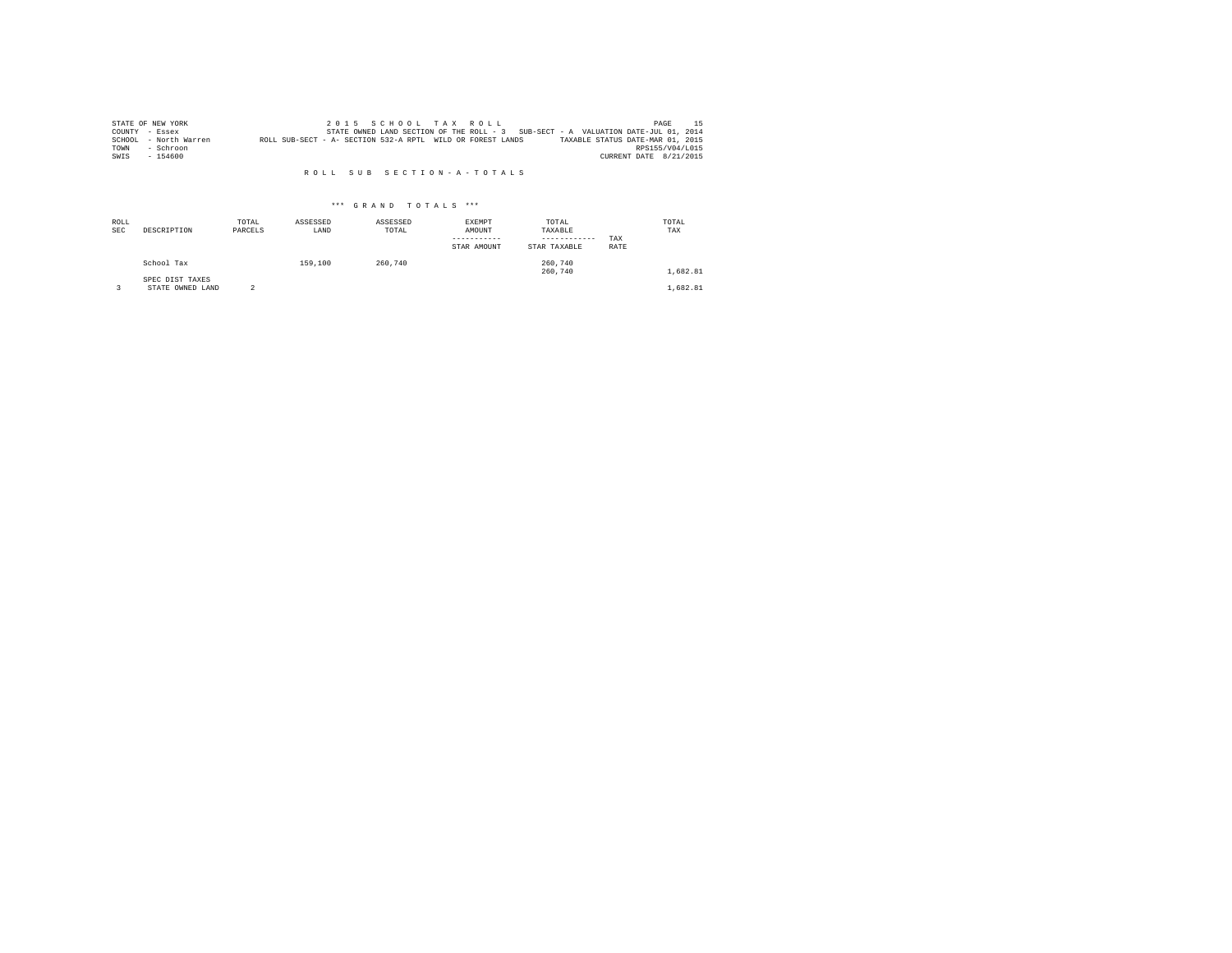STATE OF NEW YORK — 2 0 1 5 S C H O O L T A X R O L L
COUNTY - Essex — STATE OWNED LAND SECTION OF THE ROLL - 3 SUB-SECT - A VALUATION DATE-JUL 01, 2014
SCHOOL - North Warren — ROLL SUB-SECT - A- SECTION 532-A RPTL WILD OR FOREST LANDS — TAXABLE STATUS DATE-MAR 01, 2015
TOWN - Schroon — RPS155/V04/L015
SWIS - 154600 — CURRENT DATE 8/21/2015

R O L L S U B S E C T I O N - A - T O T A L S

\*\*\* G R A N D T O T A L S \*\*\*

| ROLL SEC | DESCRIPTION | TOTAL PARCELS | ASSESSED LAND | ASSESSED TOTAL | EXEMPT AMOUNT<br>-----------<br>STAR AMOUNT | TOTAL TAXABLE<br>------------<br>STAR TAXABLE | TAX RATE | TOTAL TAX |
|---|---|---|---|---|---|---|---|---|
| | School Tax | | 159,100 | 260,740 | | 260,740<br>260,740 | | 1,682.81 |
| | SPEC DIST TAXES | | | | | | | |
| 3 | STATE OWNED LAND | 2 | | | | | | 1,682.81 |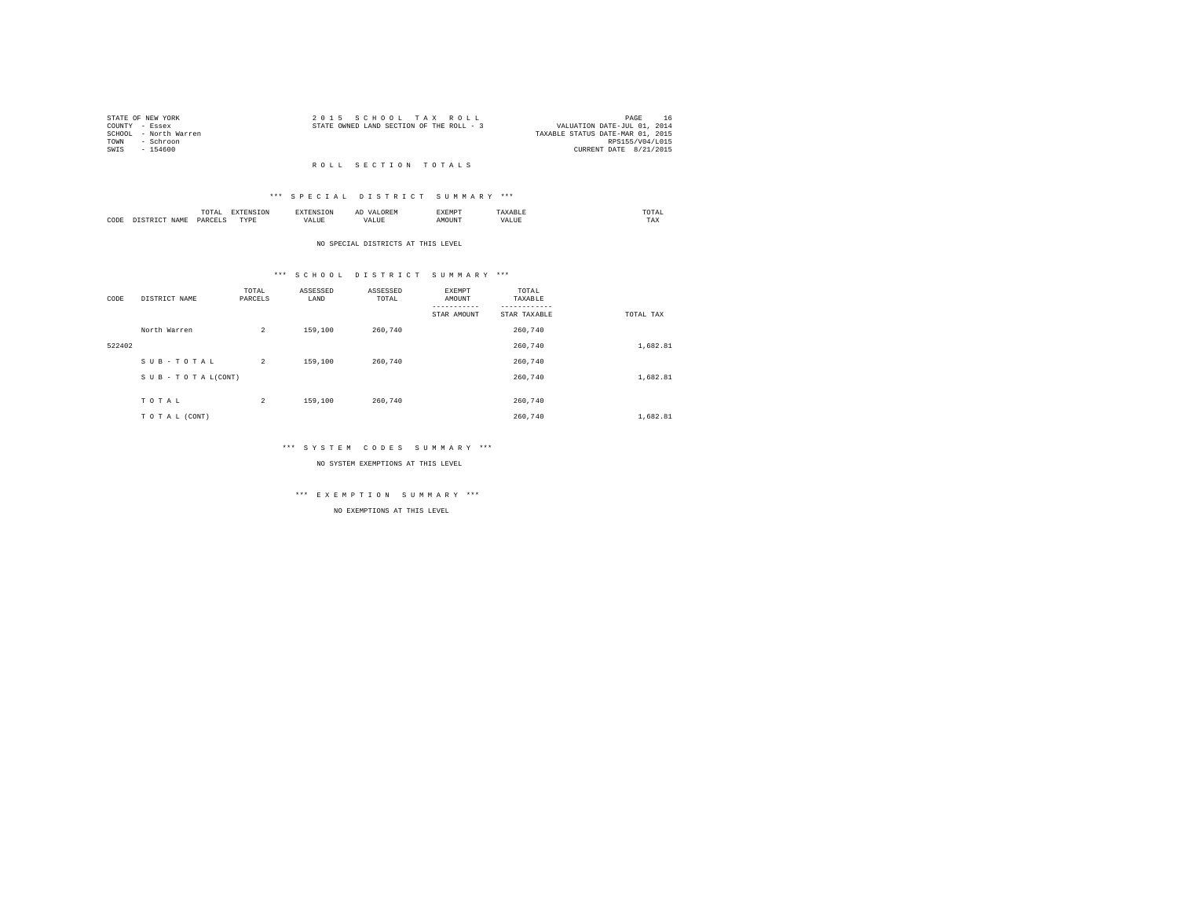STATE OF NEW YORK
COUNTY - Essex
SCHOOL - North Warren
TOWN - Schroon
SWIS - 154600

2 0 1 5 S C H O O L T A X R O L L
STATE OWNED LAND SECTION OF THE ROLL - 3

PAGE 16
VALUATION DATE-JUL 01, 2014
TAXABLE STATUS DATE-MAR 01, 2015
RPS155/V04/L015
CURRENT DATE 8/21/2015

## R O L L S E C T I O N T O T A L S

### *** S P E C I A L D I S T R I C T S U M M A R Y ***

| CODE | DISTRICT NAME | TOTAL PARCELS | EXTENSION TYPE | EXTENSION VALUE | AD VALOREM VALUE | EXEMPT AMOUNT | TAXABLE VALUE | TOTAL TAX |
|---|---|---|---|---|---|---|---|---|

NO SPECIAL DISTRICTS AT THIS LEVEL

### *** S C H O O L D I S T R I C T S U M M A R Y ***

| CODE | DISTRICT NAME | TOTAL PARCELS | ASSESSED LAND | ASSESSED TOTAL | EXEMPT AMOUNT / STAR AMOUNT | TOTAL TAXABLE / STAR TAXABLE | TOTAL TAX |
|---|---|---|---|---|---|---|---|
| | North Warren | 2 | 159,100 | 260,740 | | 260,740 | |
| 522402 | | | | | | 260,740 | 1,682.81 |
| | S U B - T O T A L | 2 | 159,100 | 260,740 | | 260,740 | |
| | S U B - T O T A L(CONT) | | | | | 260,740 | 1,682.81 |
| | T O T A L | 2 | 159,100 | 260,740 | | 260,740 | |
| | T O T A L (CONT) | | | | | 260,740 | 1,682.81 |

### *** S Y S T E M C O D E S S U M M A R Y ***

NO SYSTEM EXEMPTIONS AT THIS LEVEL

### *** E X E M P T I O N S U M M A R Y ***

NO EXEMPTIONS AT THIS LEVEL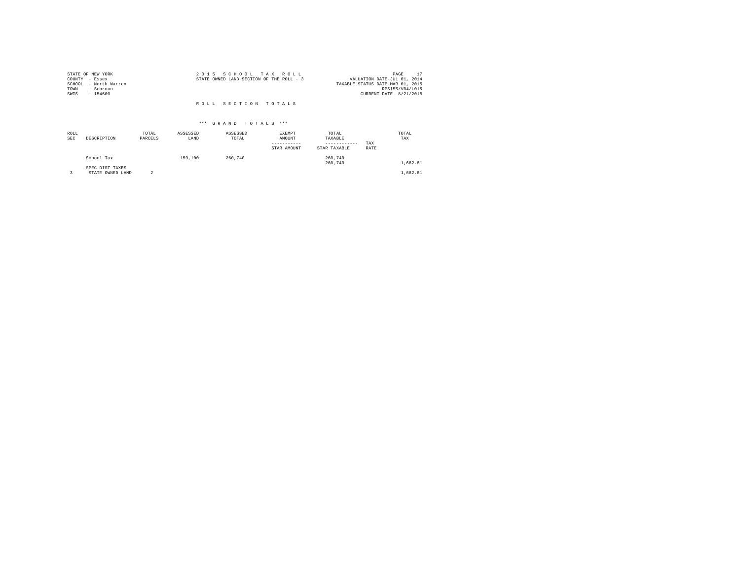STATE OF NEW YORK
COUNTY - Essex
SCHOOL - North Warren
TOWN - Schroon
SWIS - 154600

2 0 1 5 S C H O O L T A X R O L L
STATE OWNED LAND SECTION OF THE ROLL - 3

VALUATION DATE-JUL 01, 2014
TAXABLE STATUS DATE-MAR 01, 2015
RPS155/V04/L015
CURRENT DATE 8/21/2015

R O L L S E C T I O N T O T A L S

\*\*\* G R A N D T O T A L S \*\*\*

| ROLL SEC | DESCRIPTION | TOTAL PARCELS | ASSESSED LAND | ASSESSED TOTAL | EXEMPT AMOUNT ----------- STAR AMOUNT | TOTAL TAXABLE ------------ STAR TAXABLE | TAX RATE | TOTAL TAX |
|---|---|---|---|---|---|---|---|---|
| | School Tax | | 159,100 | 260,740 | | 260,740<br>260,740 | | 1,682.81 |
| | SPEC DIST TAXES | | | | | | | |
| 3 | STATE OWNED LAND | 2 | | | | | | 1,682.81 |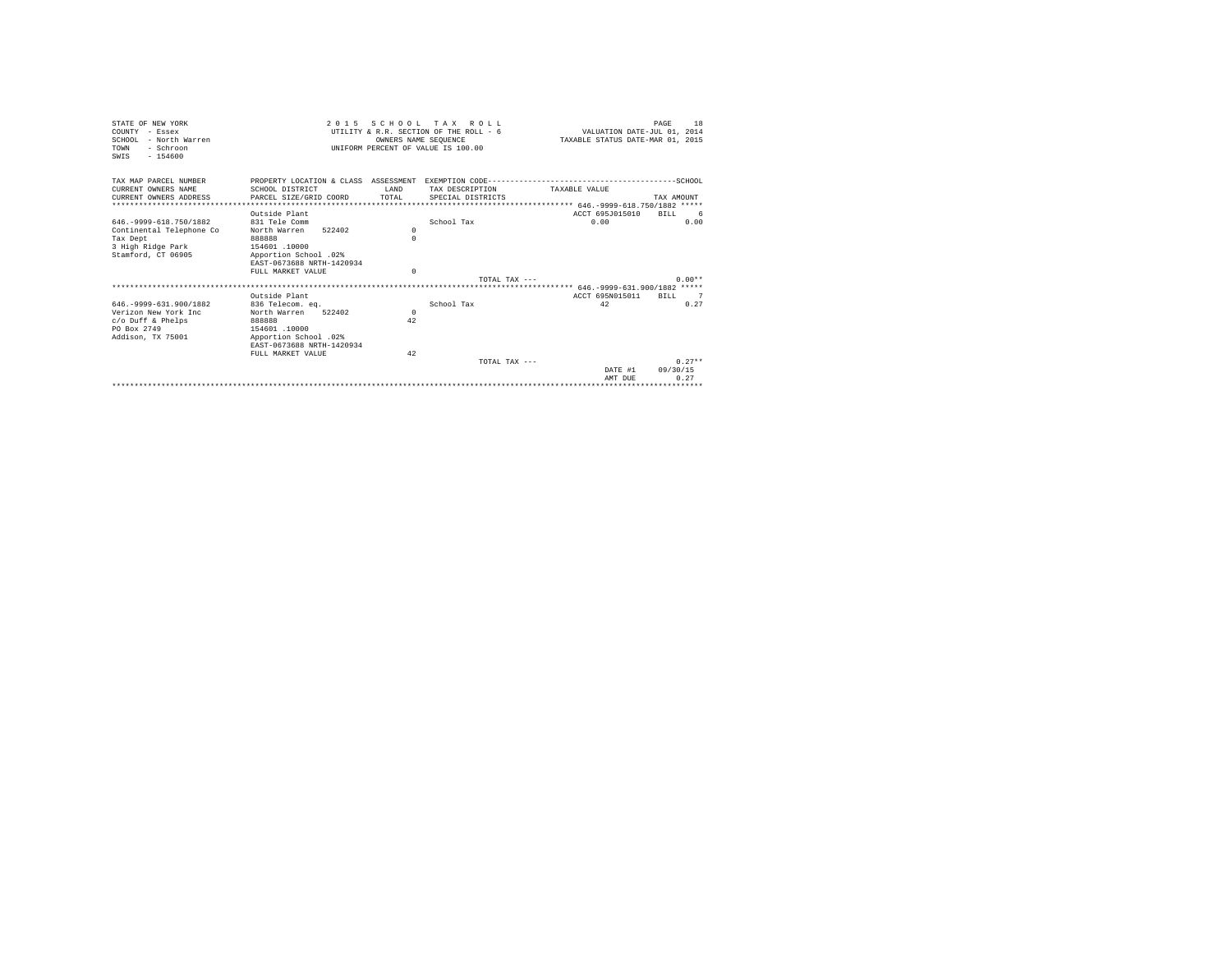STATE OF NEW YORK
COUNTY - Essex
SCHOOL - North Warren
TOWN - Schroon
SWIS - 154600

2 0 1 5 S C H O O L T A X R O L L
UTILITY & R.R. SECTION OF THE ROLL - 6
OWNERS NAME SEQUENCE
UNIFORM PERCENT OF VALUE IS 100.00

VALUATION DATE-JUL 01, 2014
TAXABLE STATUS DATE-MAR 01, 2015

| TAX MAP PARCEL NUMBER / CURRENT OWNERS NAME / CURRENT OWNERS ADDRESS | PROPERTY LOCATION & CLASS / SCHOOL DISTRICT / PARCEL SIZE/GRID COORD | ASSESSMENT LAND / TOTAL | EXEMPTION CODE / TAX DESCRIPTION / SPECIAL DISTRICTS | TAXABLE VALUE | SCHOOL TAX AMOUNT |
|---|---|---|---|---|---|
| ****** | | | | 646.-9999-618.750/1882 ***** | |
| | Outside Plant | | | ACCT 695J015010 | BILL 6 |
| 646.-9999-618.750/1882 | 831 Tele Comm | | School Tax | 0.00 | 0.00 |
| Continental Telephone Co | North Warren 522402 | 0 | | | |
| Tax Dept | 888888 | 0 | | | |
| 3 High Ridge Park | 154601 .10000 | | | | |
| Stamford, CT 06905 | Apportion School .02% | | | | |
| | EAST-0673688 NRTH-1420934 | | | | |
| | FULL MARKET VALUE | 0 | | | |
| | | | TOTAL TAX --- | | 0.00** |
| ****** | | | | 646.-9999-631.900/1882 ***** | |
| | Outside Plant | | | ACCT 695N015011 | BILL 7 |
| 646.-9999-631.900/1882 | 836 Telecom. eq. | | School Tax | 42 | 0.27 |
| Verizon New York Inc | North Warren 522402 | 0 | | | |
| c/o Duff & Phelps | 888888 | 42 | | | |
| PO Box 2749 | 154601 .10000 | | | | |
| Addison, TX 75001 | Apportion School .02% | | | | |
| | EAST-0673688 NRTH-1420934 | | | | |
| | FULL MARKET VALUE | 42 | | | |
| | | | TOTAL TAX --- | | 0.27** |
| | | | | DATE #1 | 09/30/15 |
| | | | | AMT DUE | 0.27 |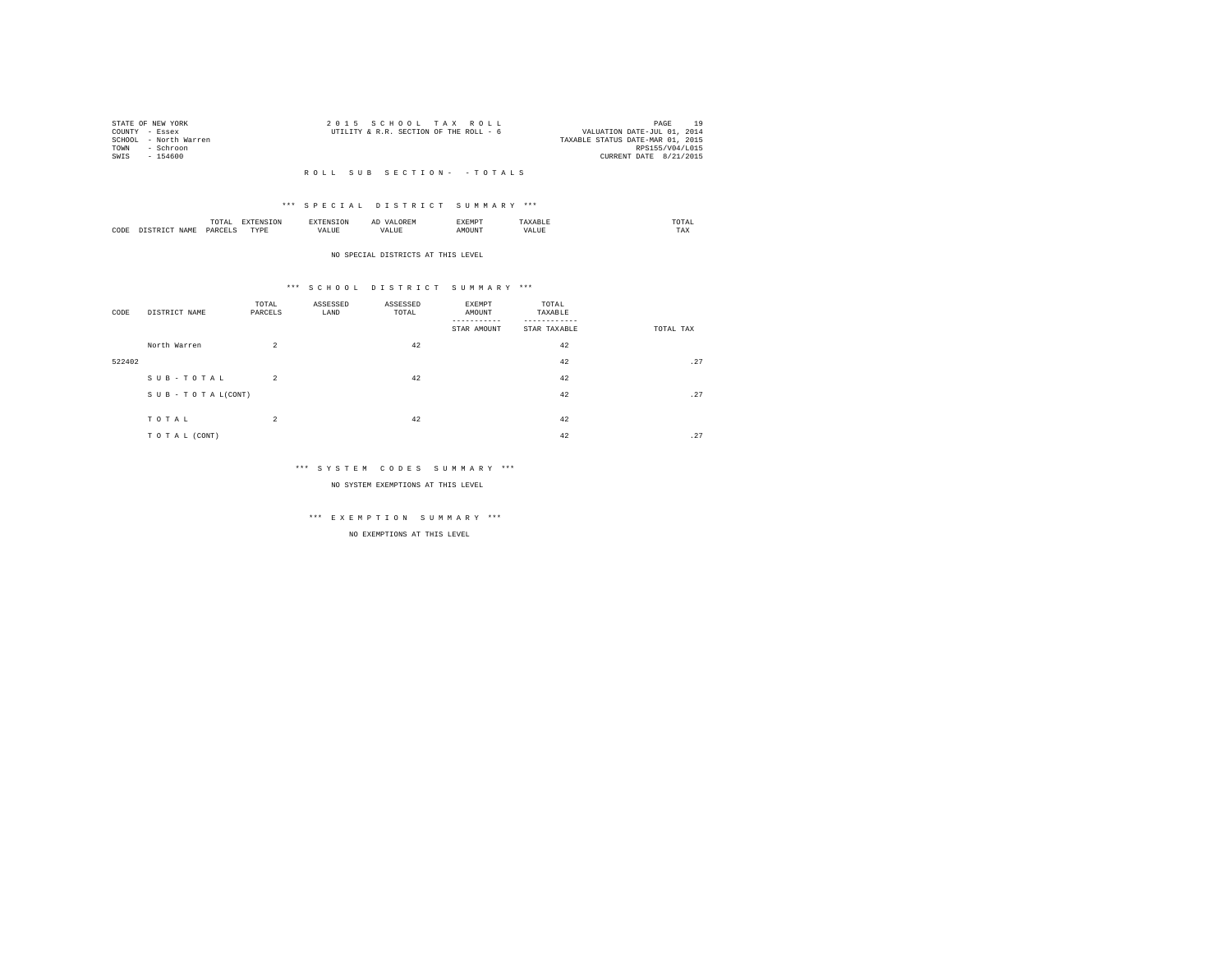STATE OF NEW YORK | COUNTY - Essex | SCHOOL - North Warren | TOWN - Schroon | SWIS - 154600

2 0 1 5 S C H O O L T A X R O L L
UTILITY & R.R. SECTION OF THE ROLL - 6

VALUATION DATE-JUL 01, 2014
TAXABLE STATUS DATE-MAR 01, 2015
RPS155/V04/L015
CURRENT DATE 8/21/2015

R O L L S U B S E C T I O N - - T O T A L S

*** S P E C I A L D I S T R I C T S U M M A R Y ***

| CODE | DISTRICT NAME | TOTAL PARCELS | EXTENSION TYPE | EXTENSION VALUE | AD VALOREM VALUE | EXEMPT AMOUNT | TAXABLE VALUE | TOTAL TAX |
|---|---|---|---|---|---|---|---|---|

NO SPECIAL DISTRICTS AT THIS LEVEL

*** S C H O O L D I S T R I C T S U M M A R Y ***

| CODE | DISTRICT NAME | TOTAL PARCELS | ASSESSED LAND | ASSESSED TOTAL | EXEMPT AMOUNT / STAR AMOUNT | TOTAL TAXABLE / STAR TAXABLE | TOTAL TAX |
|---|---|---|---|---|---|---|---|
| | North Warren | 2 | | 42 | | 42 | |
| 522402 | | | | | | 42 | .27 |
| | S U B - T O T A L | 2 | | 42 | | 42 | |
| | S U B - T O T A L(CONT) | | | | | 42 | .27 |
| | T O T A L | 2 | | 42 | | 42 | |
| | T O T A L (CONT) | | | | | 42 | .27 |

*** S Y S T E M C O D E S S U M M A R Y ***

NO SYSTEM EXEMPTIONS AT THIS LEVEL

*** E X E M P T I O N S U M M A R Y ***

NO EXEMPTIONS AT THIS LEVEL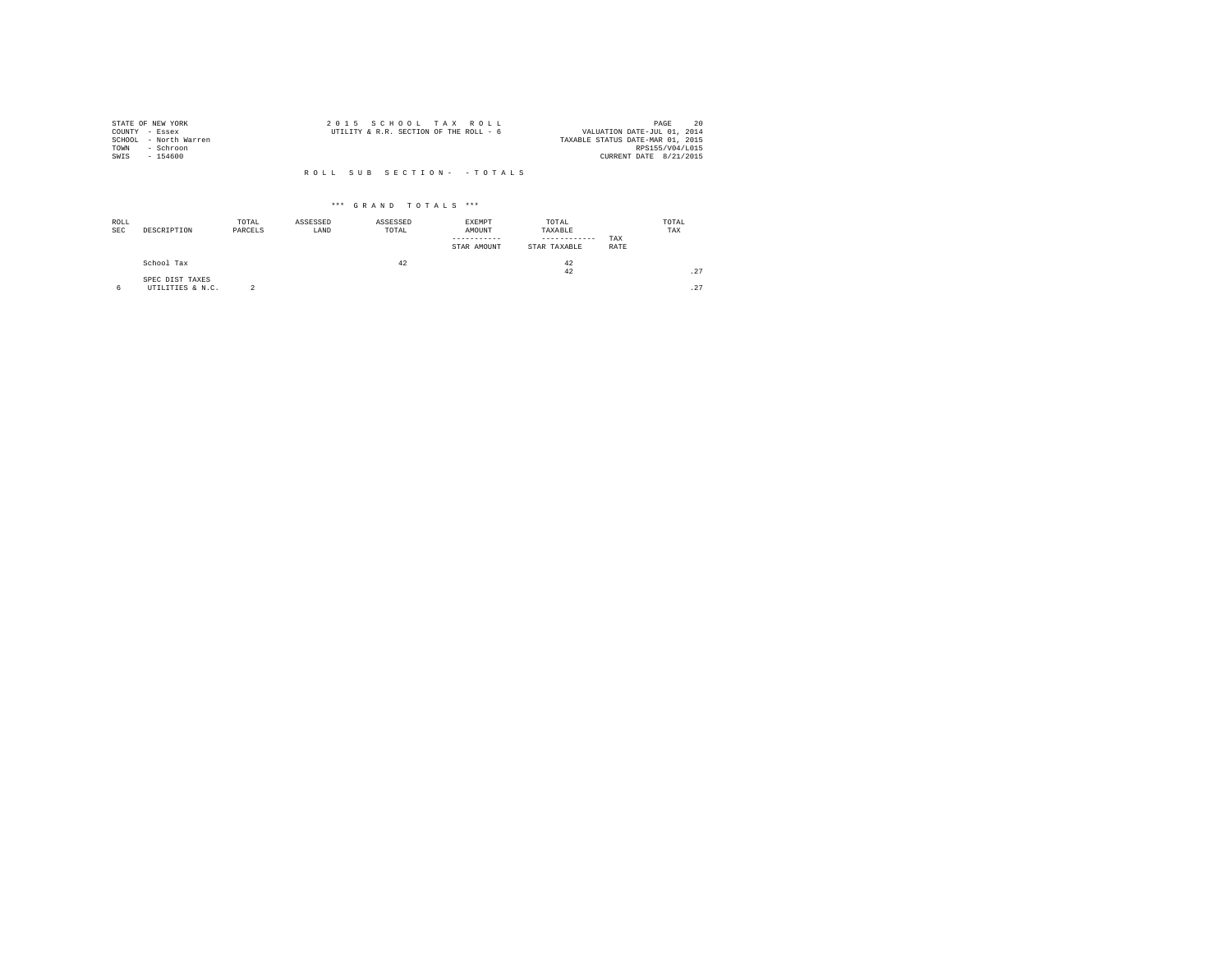STATE OF NEW YORK
COUNTY - Essex
SCHOOL - North Warren
TOWN - Schroon
SWIS - 154600

2 0 1 5 S C H O O L T A X R O L L
UTILITY & R.R. SECTION OF THE ROLL - 6

VALUATION DATE-JUL 01, 2014
TAXABLE STATUS DATE-MAR 01, 2015
RPS155/V04/L015
CURRENT DATE 8/21/2015

R O L L S U B S E C T I O N - - T O T A L S

\*\*\* G R A N D T O T A L S \*\*\*

| ROLL SEC | DESCRIPTION | TOTAL PARCELS | ASSESSED LAND | ASSESSED TOTAL | EXEMPT AMOUNT / STAR AMOUNT | TOTAL TAXABLE / STAR TAXABLE | TAX RATE | TOTAL TAX |
|---|---|---|---|---|---|---|---|---|
| | School Tax | | | 42 | | 42 / 42 | | .27 |
| | SPEC DIST TAXES | | | | | | | |
| 6 | UTILITIES & N.C. | 2 | | | | | | .27 |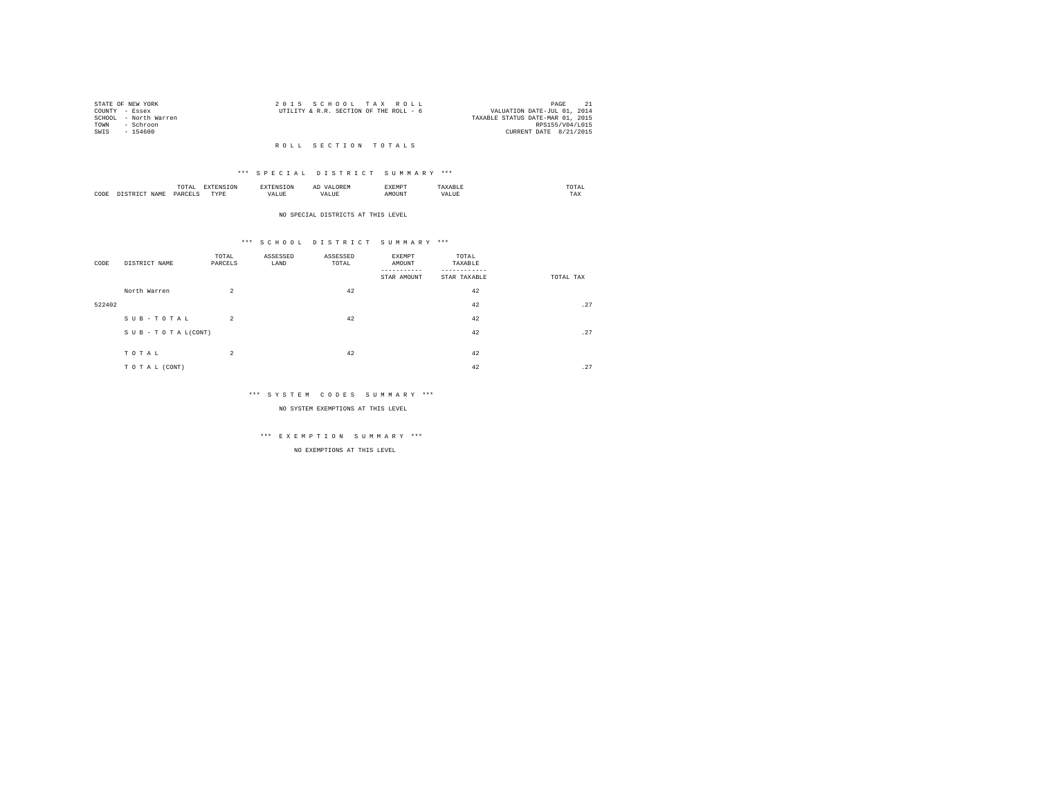STATE OF NEW YORK
COUNTY - Essex
SCHOOL - North Warren
TOWN - Schroon
SWIS - 154600

2 0 1 5 S C H O O L T A X R O L L
UTILITY & R.R. SECTION OF THE ROLL - 6

VALUATION DATE-JUL 01, 2014
TAXABLE STATUS DATE-MAR 01, 2015
RPS155/V04/L015
CURRENT DATE 8/21/2015

## R O L L S E C T I O N T O T A L S

### *** S P E C I A L D I S T R I C T S U M M A R Y ***

| CODE | DISTRICT NAME | TOTAL PARCELS | EXTENSION TYPE | EXTENSION VALUE | AD VALOREM VALUE | EXEMPT AMOUNT | TAXABLE VALUE | TOTAL TAX |
|---|---|---|---|---|---|---|---|---|

NO SPECIAL DISTRICTS AT THIS LEVEL

### *** S C H O O L D I S T R I C T S U M M A R Y ***

| CODE | DISTRICT NAME | TOTAL PARCELS | ASSESSED LAND | ASSESSED TOTAL | EXEMPT AMOUNT / STAR AMOUNT | TOTAL TAXABLE / STAR TAXABLE | TOTAL TAX |
|---|---|---|---|---|---|---|---|
| | North Warren | 2 | | 42 | | 42 | |
| 522402 | | | | | | 42 | .27 |
| | S U B - T O T A L | 2 | | 42 | | 42 | |
| | S U B - T O T A L(CONT) | | | | | 42 | .27 |
| | T O T A L | 2 | | 42 | | 42 | |
| | T O T A L (CONT) | | | | | 42 | .27 |

### *** S Y S T E M C O D E S S U M M A R Y ***

NO SYSTEM EXEMPTIONS AT THIS LEVEL

### *** E X E M P T I O N S U M M A R Y ***

NO EXEMPTIONS AT THIS LEVEL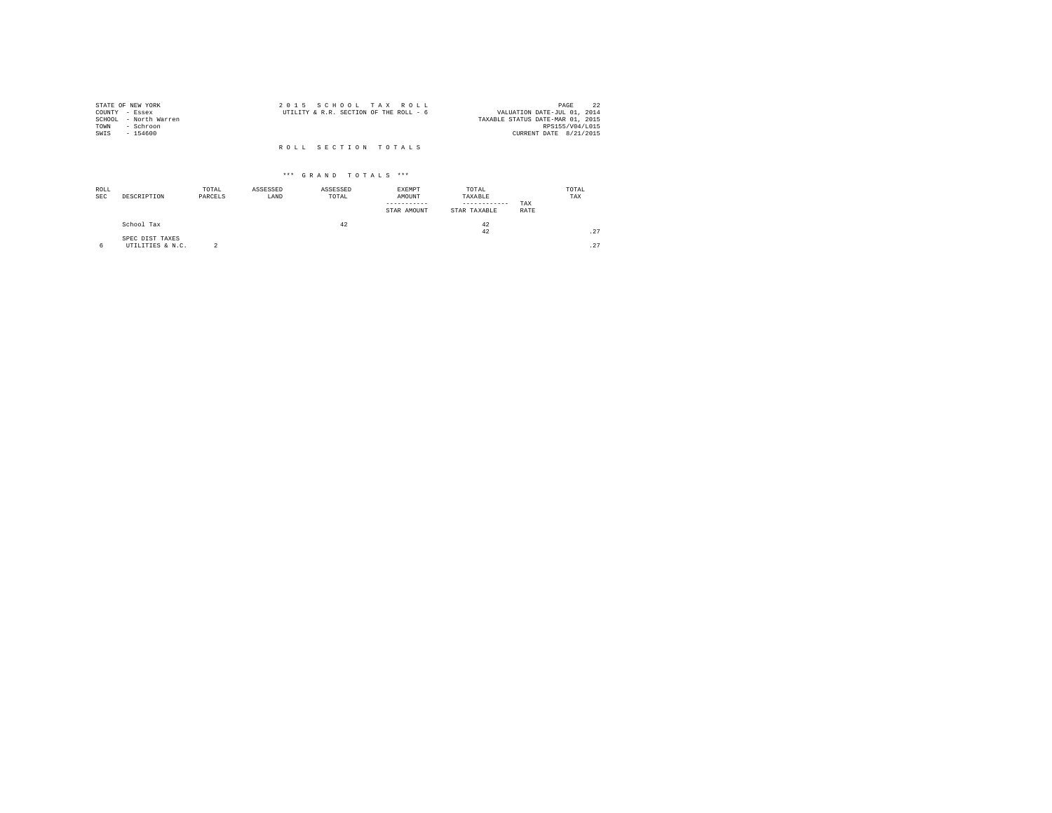STATE OF NEW YORK
COUNTY - Essex
SCHOOL - North Warren
TOWN - Schroon
SWIS - 154600

2 0 1 5 S C H O O L T A X R O L L
UTILITY & R.R. SECTION OF THE ROLL - 6

VALUATION DATE-JUL 01, 2014
TAXABLE STATUS DATE-MAR 01, 2015
RPS155/V04/L015
CURRENT DATE 8/21/2015

R O L L S E C T I O N T O T A L S

\*\*\* G R A N D T O T A L S \*\*\*

| ROLL SEC | DESCRIPTION | TOTAL PARCELS | ASSESSED LAND | ASSESSED TOTAL | EXEMPT AMOUNT<br>-----------<br>STAR AMOUNT | TOTAL TAXABLE<br>------------<br>STAR TAXABLE | TAX RATE | TOTAL TAX |
|---|---|---|---|---|---|---|---|---|
| | School Tax | | | 42 | | 42<br>42 | | .27 |
| | SPEC DIST TAXES | | | | | | | |
| 6 | UTILITIES & N.C. | 2 | | | | | | .27 |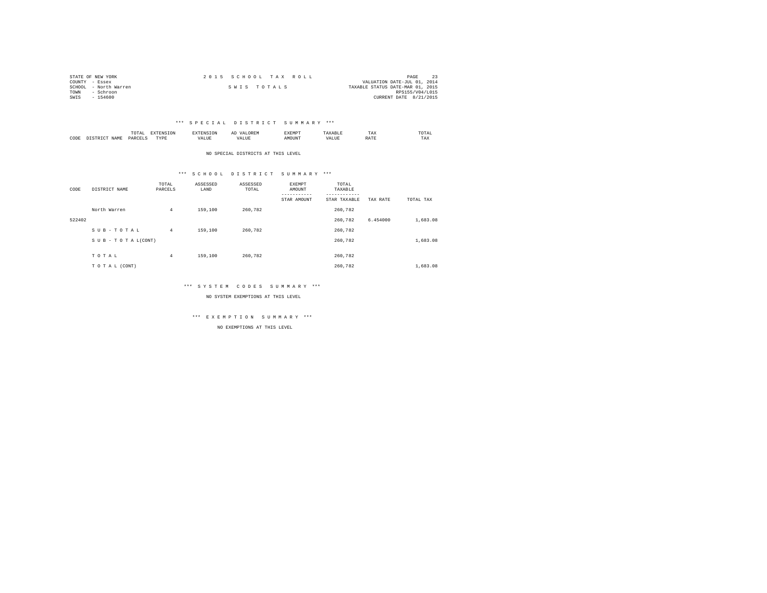STATE OF NEW YORK
COUNTY - Essex
SCHOOL - North Warren
TOWN - Schroon
SWIS - 154600

2 0 1 5 S C H O O L T A X R O L L

S W I S T O T A L S

VALUATION DATE-JUL 01, 2014
TAXABLE STATUS DATE-MAR 01, 2015
RPS155/V04/L015
CURRENT DATE 8/21/2015

*** S P E C I A L D I S T R I C T S U M M A R Y ***

| CODE | DISTRICT NAME | TOTAL PARCELS | EXTENSION TYPE | EXTENSION VALUE | AD VALOREM VALUE | EXEMPT AMOUNT | TAXABLE VALUE | TAX RATE | TOTAL TAX |
|---|---|---|---|---|---|---|---|---|---|

NO SPECIAL DISTRICTS AT THIS LEVEL

*** S C H O O L D I S T R I C T S U M M A R Y ***

| CODE | DISTRICT NAME | TOTAL PARCELS | ASSESSED LAND | ASSESSED TOTAL | EXEMPT AMOUNT / STAR AMOUNT | TOTAL TAXABLE / STAR TAXABLE | TAX RATE | TOTAL TAX |
|---|---|---|---|---|---|---|---|---|
| | North Warren | 4 | 159,100 | 260,782 | | 260,782 | | |
| 522402 | | | | | | 260,782 | 6.454000 | 1,683.08 |
| | S U B - T O T A L | 4 | 159,100 | 260,782 | | 260,782 | | |
| | S U B - T O T A L(CONT) | | | | | 260,782 | | 1,683.08 |
| | T O T A L | 4 | 159,100 | 260,782 | | 260,782 | | |
| | T O T A L (CONT) | | | | | 260,782 | | 1,683.08 |

*** S Y S T E M C O D E S S U M M A R Y ***

NO SYSTEM EXEMPTIONS AT THIS LEVEL

*** E X E M P T I O N S U M M A R Y ***

NO EXEMPTIONS AT THIS LEVEL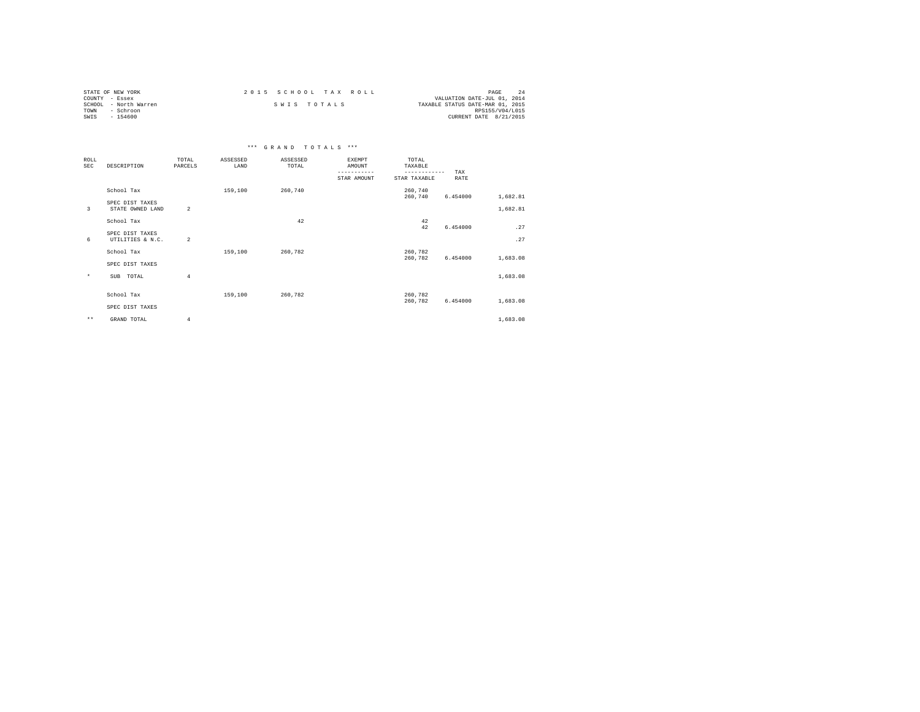STATE OF NEW YORK
COUNTY - Essex
SCHOOL - North Warren
TOWN - Schroon
SWIS - 154600

2015 SCHOOL TAX ROLL

SWIS TOTALS

VALUATION DATE-JUL 01, 2014
TAXABLE STATUS DATE-MAR 01, 2015
RPS155/V04/L015
CURRENT DATE 8/21/2015

*** GRAND TOTALS ***

| ROLL SEC | DESCRIPTION | TOTAL PARCELS | ASSESSED LAND | ASSESSED TOTAL | EXEMPT AMOUNT / STAR AMOUNT | TOTAL TAXABLE / STAR TAXABLE | TAX RATE | |
|---|---|---|---|---|---|---|---|---|
| | School Tax | | 159,100 | 260,740 | | 260,740 | | |
| | | | | | | 260,740 | 6.454000 | 1,682.81 |
| | SPEC DIST TAXES | | | | | | | |
| 3 | STATE OWNED LAND | 2 | | | | | | 1,682.81 |
| | School Tax | | | 42 | | 42 | | |
| | | | | | | 42 | 6.454000 | .27 |
| | SPEC DIST TAXES | | | | | | | |
| 6 | UTILITIES & N.C. | 2 | | | | | | .27 |
| | School Tax | | 159,100 | 260,782 | | 260,782 | | |
| | | | | | | 260,782 | 6.454000 | 1,683.08 |
| | SPEC DIST TAXES | | | | | | | |
| * | SUB TOTAL | 4 | | | | | | 1,683.08 |
| | School Tax | | 159,100 | 260,782 | | 260,782 | | |
| | | | | | | 260,782 | 6.454000 | 1,683.08 |
| | SPEC DIST TAXES | | | | | | | |
| ** | GRAND TOTAL | 4 | | | | | | 1,683.08 |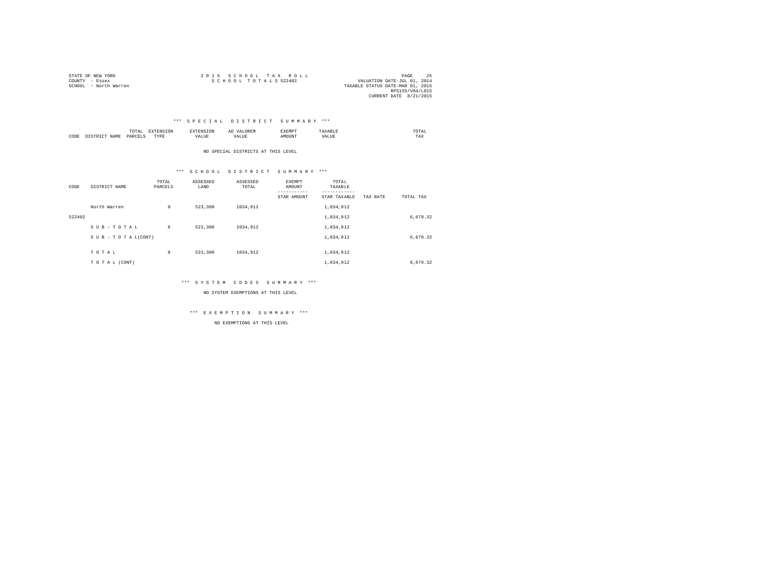STATE OF NEW YORK
COUNTY - Essex
SCHOOL - North Warren

2 0 1 5 S C H O O L T A X R O L L
S C H O O L T O T A L S 522402

VALUATION DATE-JUL 01, 2014
TAXABLE STATUS DATE-MAR 01, 2015
RPS155/V04/L015
CURRENT DATE 8/21/2015

### *** S P E C I A L D I S T R I C T S U M M A R Y ***

| CODE | DISTRICT NAME | TOTAL PARCELS | EXTENSION TYPE | EXTENSION VALUE | AD VALOREM VALUE | EXEMPT AMOUNT | TAXABLE VALUE | TOTAL TAX |
|---|---|---|---|---|---|---|---|---|

NO SPECIAL DISTRICTS AT THIS LEVEL

### *** S C H O O L D I S T R I C T S U M M A R Y ***

| CODE | DISTRICT NAME | TOTAL PARCELS | ASSESSED LAND | ASSESSED TOTAL | EXEMPT AMOUNT / STAR AMOUNT | TOTAL TAXABLE / STAR TAXABLE | TAX RATE | TOTAL TAX |
|---|---|---|---|---|---|---|---|---|
| | North Warren | 9 | 523,300 | 1034,912 | | 1,034,912 | | |
| 522402 | | | | | | 1,034,912 | | 6,679.32 |
| | S U B - T O T A L | 9 | 523,300 | 1034,912 | | 1,034,912 | | |
| | S U B - T O T A L(CONT) | | | | | 1,034,912 | | 6,679.32 |
| | T O T A L | 9 | 523,300 | 1034,912 | | 1,034,912 | | |
| | T O T A L (CONT) | | | | | 1,034,912 | | 6,679.32 |

### *** S Y S T E M C O D E S S U M M A R Y ***

NO SYSTEM EXEMPTIONS AT THIS LEVEL

### *** E X E M P T I O N S U M M A R Y ***

NO EXEMPTIONS AT THIS LEVEL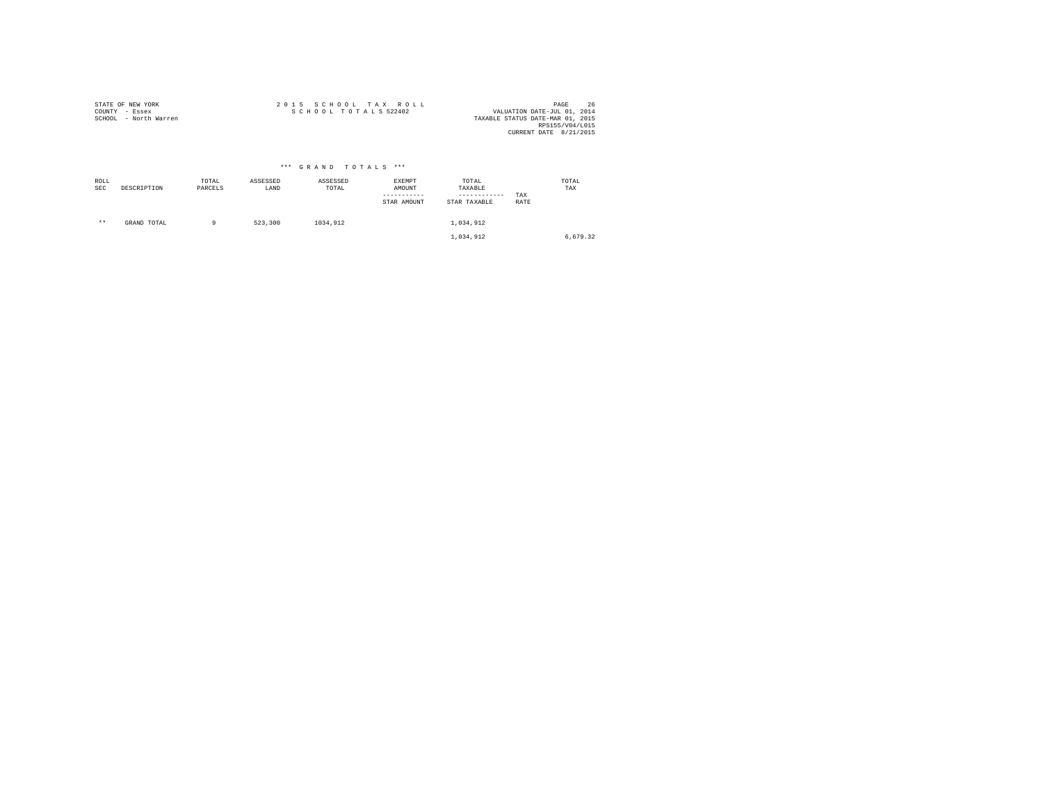STATE OF NEW YORK
COUNTY - Essex
SCHOOL - North Warren

2 0 1 5 S C H O O L T A X R O L L
S C H O O L T O T A L S 522402

VALUATION DATE-JUL 01, 2014
TAXABLE STATUS DATE-MAR 01, 2015
RPS155/V04/L015
CURRENT DATE 8/21/2015

*** G R A N D T O T A L S ***

| ROLL SEC | DESCRIPTION | TOTAL PARCELS | ASSESSED LAND | ASSESSED TOTAL | EXEMPT AMOUNT / STAR AMOUNT | TOTAL TAXABLE / STAR TAXABLE | TAX RATE | TOTAL TAX |
|---|---|---|---|---|---|---|---|---|
| ** | GRAND TOTAL | 9 | 523,300 | 1034,912 | | 1,034,912 | | |
| | | | | | | 1,034,912 | | 6,679.32 |